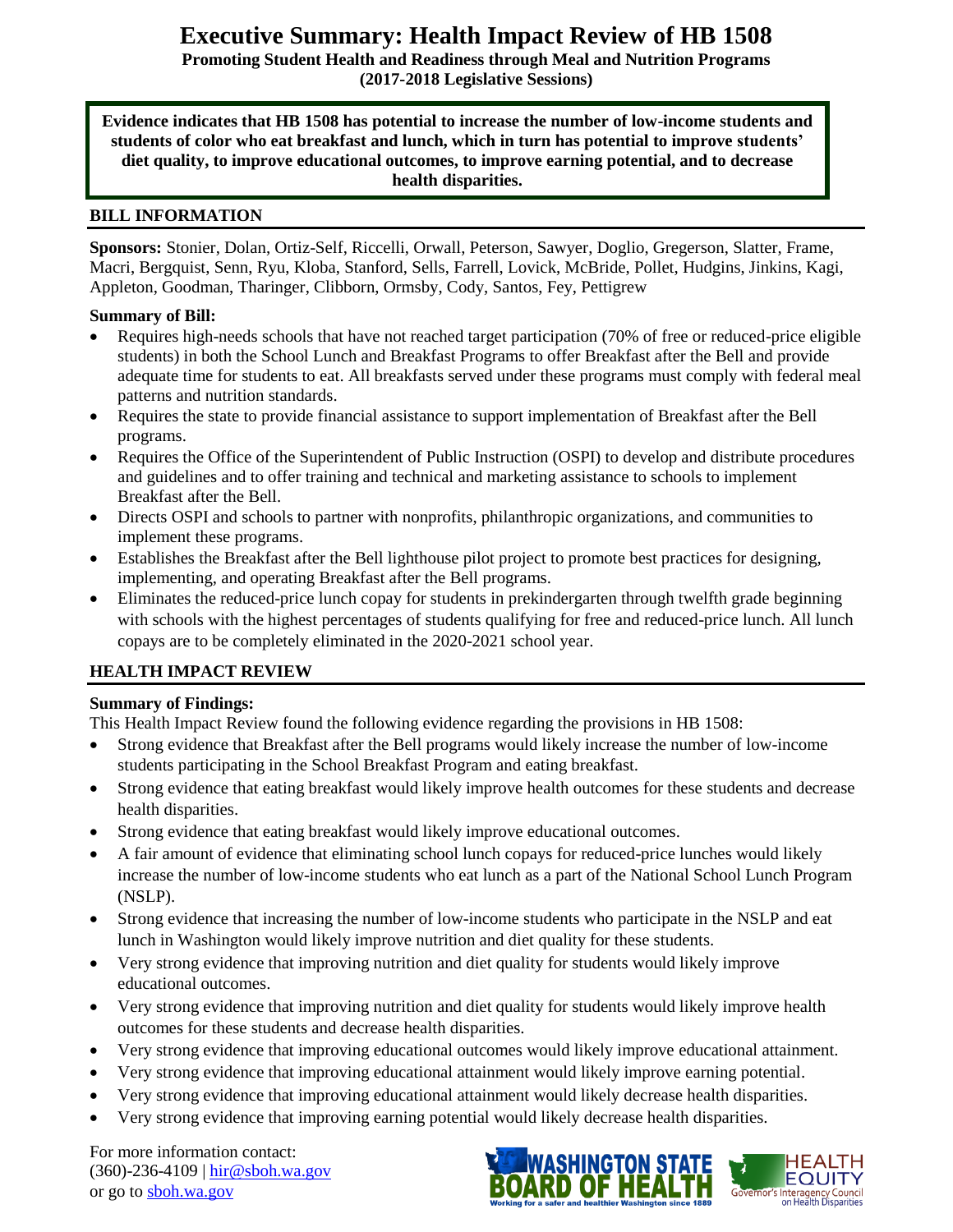# Executive Summary: Health Impact Review of HB 1508

**Promoting Student Health and Readiness through Meal and Nutrition Programs**
**(2017-2018 Legislative Sessions)**

**Evidence indicates that HB 1508 has potential to increase the number of low-income students and students of color who eat breakfast and lunch, which in turn has potential to improve students' diet quality, to improve educational outcomes, to improve earning potential, and to decrease health disparities.**

## BILL INFORMATION

**Sponsors:** Stonier, Dolan, Ortiz-Self, Riccelli, Orwall, Peterson, Sawyer, Doglio, Gregerson, Slatter, Frame, Macri, Bergquist, Senn, Ryu, Kloba, Stanford, Sells, Farrell, Lovick, McBride, Pollet, Hudgins, Jinkins, Kagi, Appleton, Goodman, Tharinger, Clibborn, Ormsby, Cody, Santos, Fey, Pettigrew

**Summary of Bill:**

- Requires high-needs schools that have not reached target participation (70% of free or reduced-price eligible students) in both the School Lunch and Breakfast Programs to offer Breakfast after the Bell and provide adequate time for students to eat. All breakfasts served under these programs must comply with federal meal patterns and nutrition standards.
- Requires the state to provide financial assistance to support implementation of Breakfast after the Bell programs.
- Requires the Office of the Superintendent of Public Instruction (OSPI) to develop and distribute procedures and guidelines and to offer training and technical and marketing assistance to schools to implement Breakfast after the Bell.
- Directs OSPI and schools to partner with nonprofits, philanthropic organizations, and communities to implement these programs.
- Establishes the Breakfast after the Bell lighthouse pilot project to promote best practices for designing, implementing, and operating Breakfast after the Bell programs.
- Eliminates the reduced-price lunch copay for students in prekindergarten through twelfth grade beginning with schools with the highest percentages of students qualifying for free and reduced-price lunch. All lunch copays are to be completely eliminated in the 2020-2021 school year.

## HEALTH IMPACT REVIEW

**Summary of Findings:**

This Health Impact Review found the following evidence regarding the provisions in HB 1508:

- Strong evidence that Breakfast after the Bell programs would likely increase the number of low-income students participating in the School Breakfast Program and eating breakfast.
- Strong evidence that eating breakfast would likely improve health outcomes for these students and decrease health disparities.
- Strong evidence that eating breakfast would likely improve educational outcomes.
- A fair amount of evidence that eliminating school lunch copays for reduced-price lunches would likely increase the number of low-income students who eat lunch as a part of the National School Lunch Program (NSLP).
- Strong evidence that increasing the number of low-income students who participate in the NSLP and eat lunch in Washington would likely improve nutrition and diet quality for these students.
- Very strong evidence that improving nutrition and diet quality for students would likely improve educational outcomes.
- Very strong evidence that improving nutrition and diet quality for students would likely improve health outcomes for these students and decrease health disparities.
- Very strong evidence that improving educational outcomes would likely improve educational attainment.
- Very strong evidence that improving educational attainment would likely improve earning potential.
- Very strong evidence that improving educational attainment would likely decrease health disparities.
- Very strong evidence that improving earning potential would likely decrease health disparities.

For more information contact:
(360)-236-4109 | hir@sboh.wa.gov
or go to sboh.wa.gov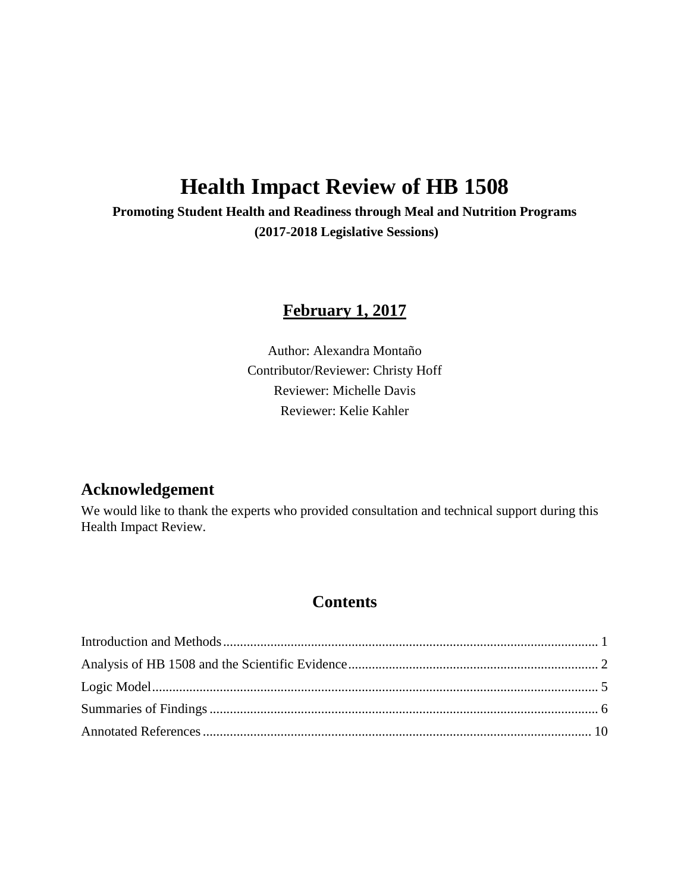# Health Impact Review of HB 1508

**Promoting Student Health and Readiness through Meal and Nutrition Programs**

**(2017-2018 Legislative Sessions)**

**February 1, 2017**

Author: Alexandra Montaño

Contributor/Reviewer: Christy Hoff

Reviewer: Michelle Davis

Reviewer: Kelie Kahler

## Acknowledgement

We would like to thank the experts who provided consultation and technical support during this Health Impact Review.

## Contents

Introduction and Methods ..... 1

Analysis of HB 1508 and the Scientific Evidence ..... 2

Logic Model ..... 5

Summaries of Findings ..... 6

Annotated References ..... 10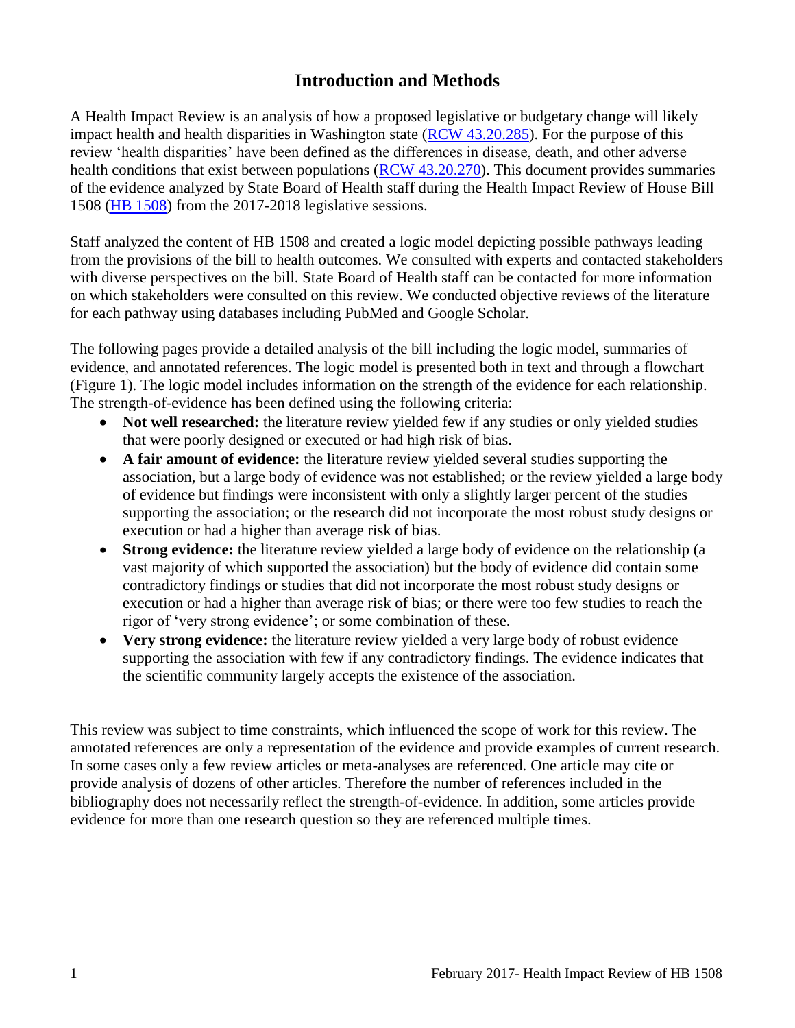# Introduction and Methods

A Health Impact Review is an analysis of how a proposed legislative or budgetary change will likely impact health and health disparities in Washington state (RCW 43.20.285). For the purpose of this review 'health disparities' have been defined as the differences in disease, death, and other adverse health conditions that exist between populations (RCW 43.20.270). This document provides summaries of the evidence analyzed by State Board of Health staff during the Health Impact Review of House Bill 1508 (HB 1508) from the 2017-2018 legislative sessions.

Staff analyzed the content of HB 1508 and created a logic model depicting possible pathways leading from the provisions of the bill to health outcomes. We consulted with experts and contacted stakeholders with diverse perspectives on the bill. State Board of Health staff can be contacted for more information on which stakeholders were consulted on this review. We conducted objective reviews of the literature for each pathway using databases including PubMed and Google Scholar.

The following pages provide a detailed analysis of the bill including the logic model, summaries of evidence, and annotated references. The logic model is presented both in text and through a flowchart (Figure 1). The logic model includes information on the strength of the evidence for each relationship. The strength-of-evidence has been defined using the following criteria:

- **Not well researched:** the literature review yielded few if any studies or only yielded studies that were poorly designed or executed or had high risk of bias.
- **A fair amount of evidence:** the literature review yielded several studies supporting the association, but a large body of evidence was not established; or the review yielded a large body of evidence but findings were inconsistent with only a slightly larger percent of the studies supporting the association; or the research did not incorporate the most robust study designs or execution or had a higher than average risk of bias.
- **Strong evidence:** the literature review yielded a large body of evidence on the relationship (a vast majority of which supported the association) but the body of evidence did contain some contradictory findings or studies that did not incorporate the most robust study designs or execution or had a higher than average risk of bias; or there were too few studies to reach the rigor of 'very strong evidence'; or some combination of these.
- **Very strong evidence:** the literature review yielded a very large body of robust evidence supporting the association with few if any contradictory findings. The evidence indicates that the scientific community largely accepts the existence of the association.

This review was subject to time constraints, which influenced the scope of work for this review. The annotated references are only a representation of the evidence and provide examples of current research. In some cases only a few review articles or meta-analyses are referenced. One article may cite or provide analysis of dozens of other articles. Therefore the number of references included in the bibliography does not necessarily reflect the strength-of-evidence. In addition, some articles provide evidence for more than one research question so they are referenced multiple times.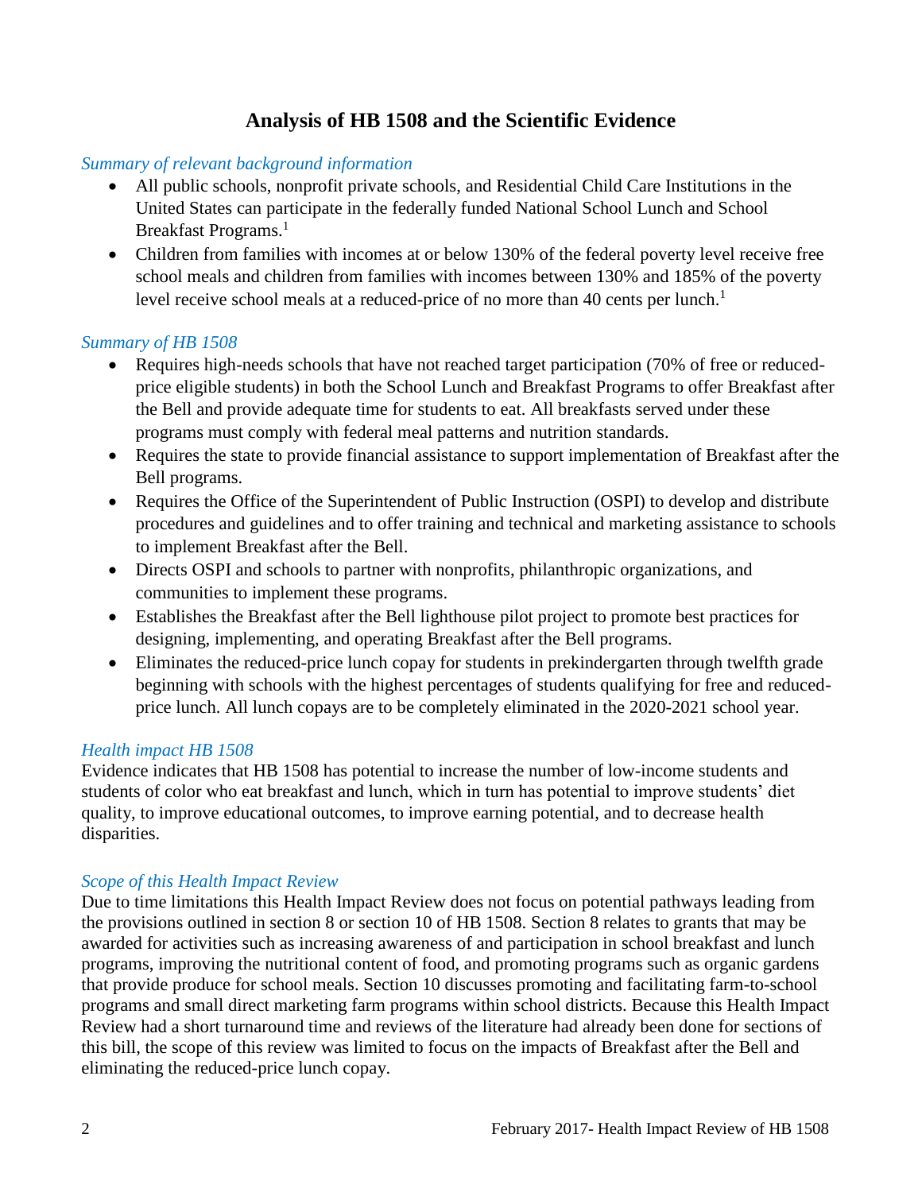## Analysis of HB 1508 and the Scientific Evidence

*Summary of relevant background information*

- All public schools, nonprofit private schools, and Residential Child Care Institutions in the United States can participate in the federally funded National School Lunch and School Breakfast Programs.[1]
- Children from families with incomes at or below 130% of the federal poverty level receive free school meals and children from families with incomes between 130% and 185% of the poverty level receive school meals at a reduced-price of no more than 40 cents per lunch.[1]

*Summary of HB 1508*

- Requires high-needs schools that have not reached target participation (70% of free or reduced-price eligible students) in both the School Lunch and Breakfast Programs to offer Breakfast after the Bell and provide adequate time for students to eat. All breakfasts served under these programs must comply with federal meal patterns and nutrition standards.
- Requires the state to provide financial assistance to support implementation of Breakfast after the Bell programs.
- Requires the Office of the Superintendent of Public Instruction (OSPI) to develop and distribute procedures and guidelines and to offer training and technical and marketing assistance to schools to implement Breakfast after the Bell.
- Directs OSPI and schools to partner with nonprofits, philanthropic organizations, and communities to implement these programs.
- Establishes the Breakfast after the Bell lighthouse pilot project to promote best practices for designing, implementing, and operating Breakfast after the Bell programs.
- Eliminates the reduced-price lunch copay for students in prekindergarten through twelfth grade beginning with schools with the highest percentages of students qualifying for free and reduced-price lunch. All lunch copays are to be completely eliminated in the 2020-2021 school year.

*Health impact HB 1508*

Evidence indicates that HB 1508 has potential to increase the number of low-income students and students of color who eat breakfast and lunch, which in turn has potential to improve students' diet quality, to improve educational outcomes, to improve earning potential, and to decrease health disparities.

*Scope of this Health Impact Review*

Due to time limitations this Health Impact Review does not focus on potential pathways leading from the provisions outlined in section 8 or section 10 of HB 1508. Section 8 relates to grants that may be awarded for activities such as increasing awareness of and participation in school breakfast and lunch programs, improving the nutritional content of food, and promoting programs such as organic gardens that provide produce for school meals. Section 10 discusses promoting and facilitating farm-to-school programs and small direct marketing farm programs within school districts. Because this Health Impact Review had a short turnaround time and reviews of the literature had already been done for sections of this bill, the scope of this review was limited to focus on the impacts of Breakfast after the Bell and eliminating the reduced-price lunch copay.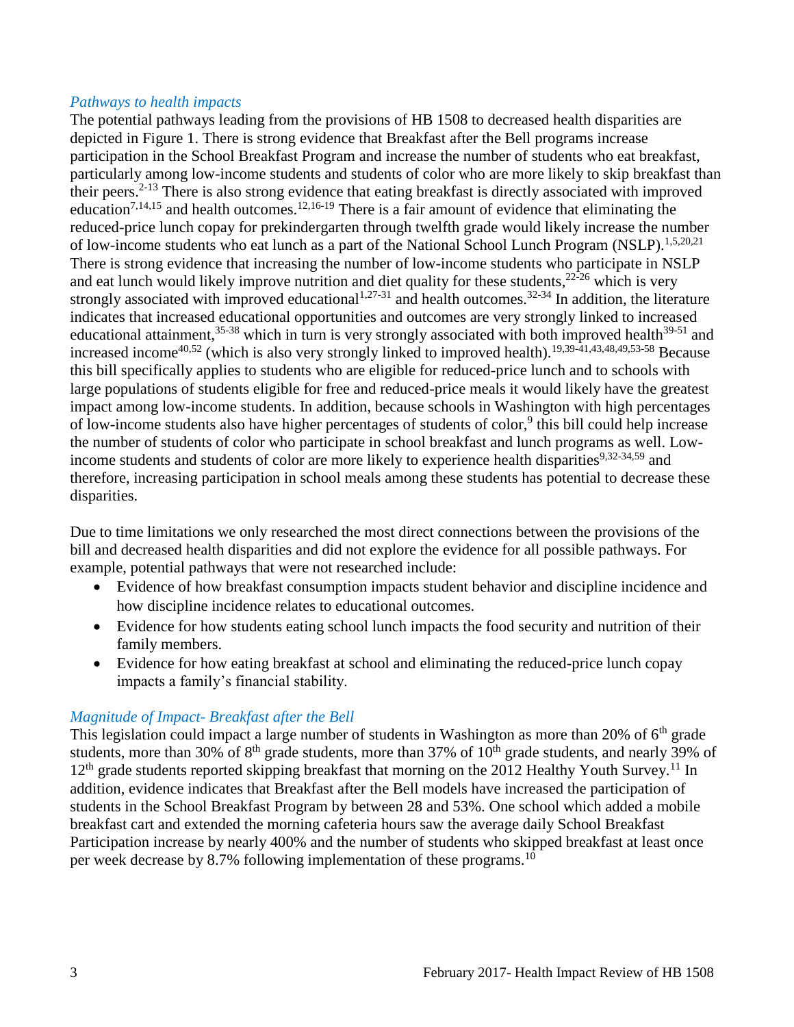### *Pathways to health impacts*

The potential pathways leading from the provisions of HB 1508 to decreased health disparities are depicted in Figure 1. There is strong evidence that Breakfast after the Bell programs increase participation in the School Breakfast Program and increase the number of students who eat breakfast, particularly among low-income students and students of color who are more likely to skip breakfast than their peers.[2-13] There is also strong evidence that eating breakfast is directly associated with improved education[7,14,15] and health outcomes.[12,16-19] There is a fair amount of evidence that eliminating the reduced-price lunch copay for prekindergarten through twelfth grade would likely increase the number of low-income students who eat lunch as a part of the National School Lunch Program (NSLP).[1,5,20,21] There is strong evidence that increasing the number of low-income students who participate in NSLP and eat lunch would likely improve nutrition and diet quality for these students,[22-26] which is very strongly associated with improved educational[1,27-31] and health outcomes.[32-34] In addition, the literature indicates that increased educational opportunities and outcomes are very strongly linked to increased educational attainment,[35-38] which in turn is very strongly associated with both improved health[39-51] and increased income[40,52] (which is also very strongly linked to improved health).[19,39-41,43,48,49,53-58] Because this bill specifically applies to students who are eligible for reduced-price lunch and to schools with large populations of students eligible for free and reduced-price meals it would likely have the greatest impact among low-income students. In addition, because schools in Washington with high percentages of low-income students also have higher percentages of students of color,[9] this bill could help increase the number of students of color who participate in school breakfast and lunch programs as well. Low-income students and students of color are more likely to experience health disparities[9,32-34,59] and therefore, increasing participation in school meals among these students has potential to decrease these disparities.

Due to time limitations we only researched the most direct connections between the provisions of the bill and decreased health disparities and did not explore the evidence for all possible pathways. For example, potential pathways that were not researched include:

- Evidence of how breakfast consumption impacts student behavior and discipline incidence and how discipline incidence relates to educational outcomes.
- Evidence for how students eating school lunch impacts the food security and nutrition of their family members.
- Evidence for how eating breakfast at school and eliminating the reduced-price lunch copay impacts a family's financial stability.

### *Magnitude of Impact- Breakfast after the Bell*

This legislation could impact a large number of students in Washington as more than 20% of 6th grade students, more than 30% of 8th grade students, more than 37% of 10th grade students, and nearly 39% of 12th grade students reported skipping breakfast that morning on the 2012 Healthy Youth Survey.[11] In addition, evidence indicates that Breakfast after the Bell models have increased the participation of students in the School Breakfast Program by between 28 and 53%. One school which added a mobile breakfast cart and extended the morning cafeteria hours saw the average daily School Breakfast Participation increase by nearly 400% and the number of students who skipped breakfast at least once per week decrease by 8.7% following implementation of these programs.[10]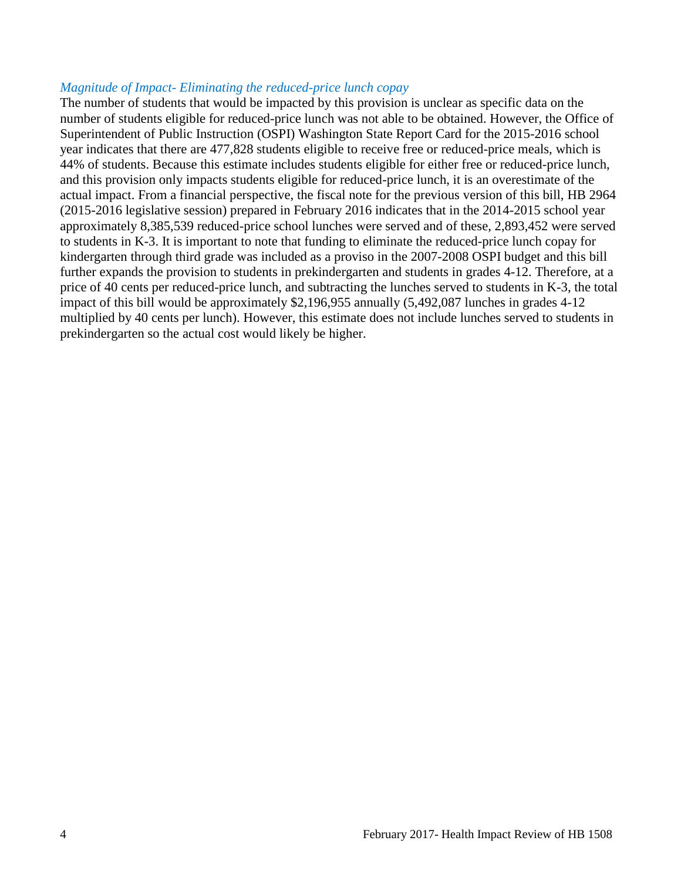*Magnitude of Impact- Eliminating the reduced-price lunch copay*

The number of students that would be impacted by this provision is unclear as specific data on the number of students eligible for reduced-price lunch was not able to be obtained. However, the Office of Superintendent of Public Instruction (OSPI) Washington State Report Card for the 2015-2016 school year indicates that there are 477,828 students eligible to receive free or reduced-price meals, which is 44% of students. Because this estimate includes students eligible for either free or reduced-price lunch, and this provision only impacts students eligible for reduced-price lunch, it is an overestimate of the actual impact. From a financial perspective, the fiscal note for the previous version of this bill, HB 2964 (2015-2016 legislative session) prepared in February 2016 indicates that in the 2014-2015 school year approximately 8,385,539 reduced-price school lunches were served and of these, 2,893,452 were served to students in K-3. It is important to note that funding to eliminate the reduced-price lunch copay for kindergarten through third grade was included as a proviso in the 2007-2008 OSPI budget and this bill further expands the provision to students in prekindergarten and students in grades 4-12. Therefore, at a price of 40 cents per reduced-price lunch, and subtracting the lunches served to students in K-3, the total impact of this bill would be approximately $2,196,955 annually (5,492,087 lunches in grades 4-12 multiplied by 40 cents per lunch). However, this estimate does not include lunches served to students in prekindergarten so the actual cost would likely be higher.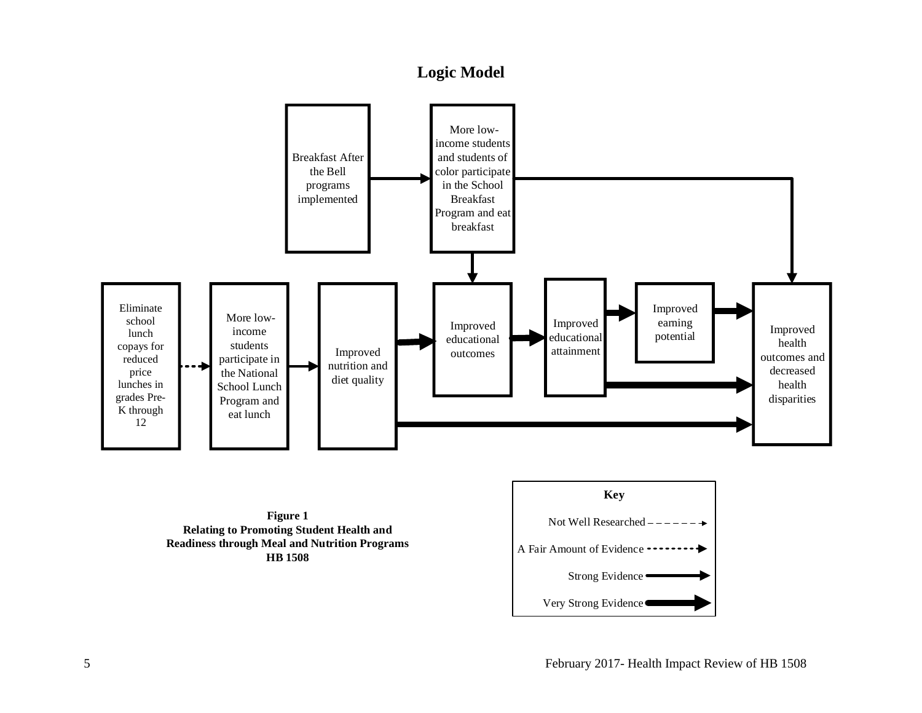# Logic Model

Breakfast After the Bell programs implemented → More low-income students and students of color participate in the School Breakfast Program and eat breakfast

More low-income students and students of color participate in the School Breakfast Program and eat breakfast → Improved educational outcomes

More low-income students and students of color participate in the School Breakfast Program and eat breakfast → Improved health outcomes and decreased health disparities

Eliminate school lunch copays for reduced price lunches in grades Pre-K through 12 ⇢ More low-income students participate in the National School Lunch Program and eat lunch → Improved nutrition and diet quality

Improved nutrition and diet quality → Improved educational outcomes → Improved educational attainment → Improved earning potential → Improved health outcomes and decreased health disparities

Improved educational attainment → Improved health outcomes and decreased health disparities

Improved nutrition and diet quality → Improved health outcomes and decreased health disparities

**Key**

- Not Well Researched
- A Fair Amount of Evidence
- Strong Evidence
- Very Strong Evidence

**Figure 1**
**Relating to Promoting Student Health and Readiness through Meal and Nutrition Programs**
**HB 1508**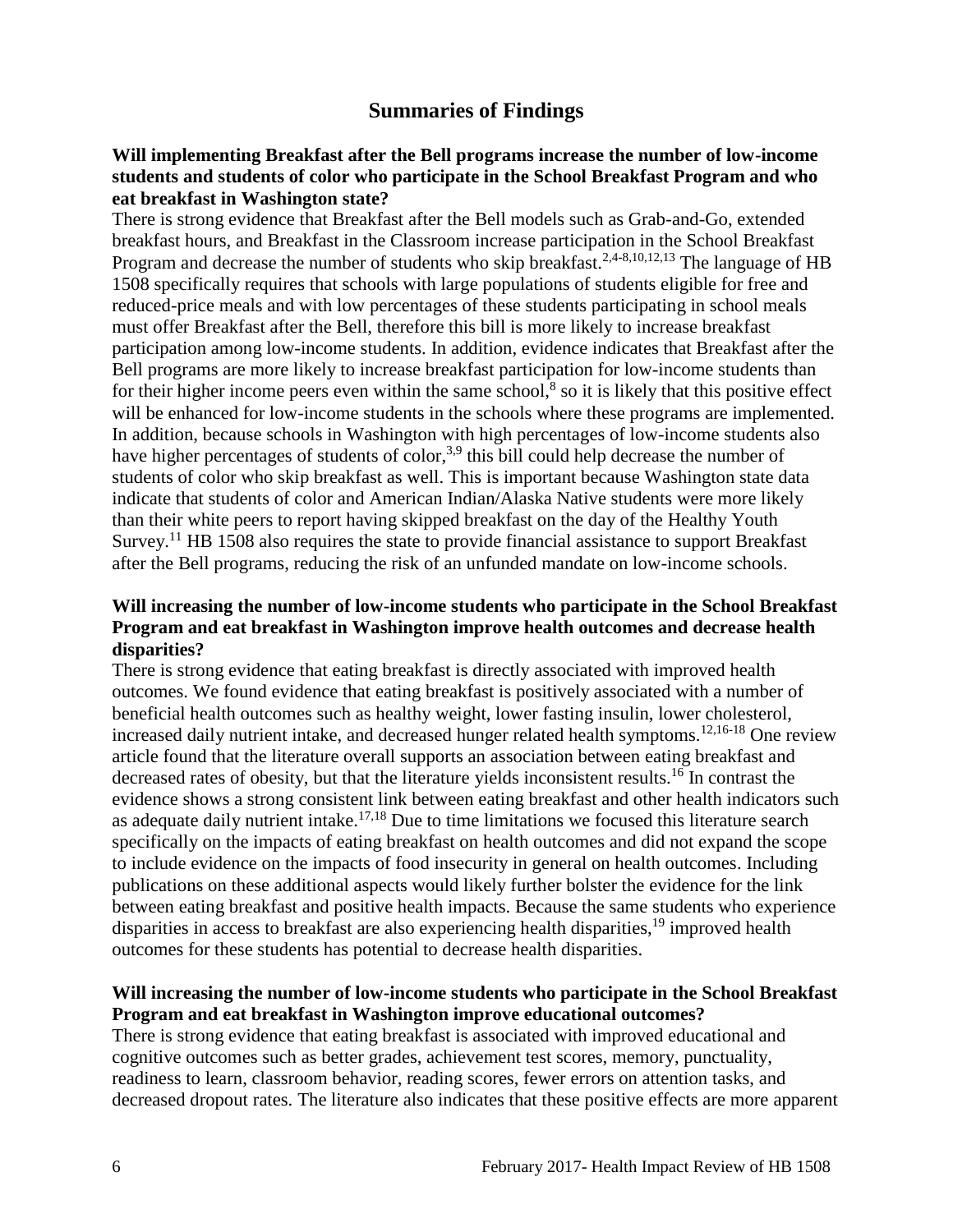## Summaries of Findings

**Will implementing Breakfast after the Bell programs increase the number of low-income students and students of color who participate in the School Breakfast Program and who eat breakfast in Washington state?**

There is strong evidence that Breakfast after the Bell models such as Grab-and-Go, extended breakfast hours, and Breakfast in the Classroom increase participation in the School Breakfast Program and decrease the number of students who skip breakfast.[2,4-8,10,12,13] The language of HB 1508 specifically requires that schools with large populations of students eligible for free and reduced-price meals and with low percentages of these students participating in school meals must offer Breakfast after the Bell, therefore this bill is more likely to increase breakfast participation among low-income students. In addition, evidence indicates that Breakfast after the Bell programs are more likely to increase breakfast participation for low-income students than for their higher income peers even within the same school,[8] so it is likely that this positive effect will be enhanced for low-income students in the schools where these programs are implemented. In addition, because schools in Washington with high percentages of low-income students also have higher percentages of students of color,[3,9] this bill could help decrease the number of students of color who skip breakfast as well. This is important because Washington state data indicate that students of color and American Indian/Alaska Native students were more likely than their white peers to report having skipped breakfast on the day of the Healthy Youth Survey.[11] HB 1508 also requires the state to provide financial assistance to support Breakfast after the Bell programs, reducing the risk of an unfunded mandate on low-income schools.

**Will increasing the number of low-income students who participate in the School Breakfast Program and eat breakfast in Washington improve health outcomes and decrease health disparities?**

There is strong evidence that eating breakfast is directly associated with improved health outcomes. We found evidence that eating breakfast is positively associated with a number of beneficial health outcomes such as healthy weight, lower fasting insulin, lower cholesterol, increased daily nutrient intake, and decreased hunger related health symptoms.[12,16-18] One review article found that the literature overall supports an association between eating breakfast and decreased rates of obesity, but that the literature yields inconsistent results.[16] In contrast the evidence shows a strong consistent link between eating breakfast and other health indicators such as adequate daily nutrient intake.[17,18] Due to time limitations we focused this literature search specifically on the impacts of eating breakfast on health outcomes and did not expand the scope to include evidence on the impacts of food insecurity in general on health outcomes. Including publications on these additional aspects would likely further bolster the evidence for the link between eating breakfast and positive health impacts. Because the same students who experience disparities in access to breakfast are also experiencing health disparities,[19] improved health outcomes for these students has potential to decrease health disparities.

**Will increasing the number of low-income students who participate in the School Breakfast Program and eat breakfast in Washington improve educational outcomes?**

There is strong evidence that eating breakfast is associated with improved educational and cognitive outcomes such as better grades, achievement test scores, memory, punctuality, readiness to learn, classroom behavior, reading scores, fewer errors on attention tasks, and decreased dropout rates. The literature also indicates that these positive effects are more apparent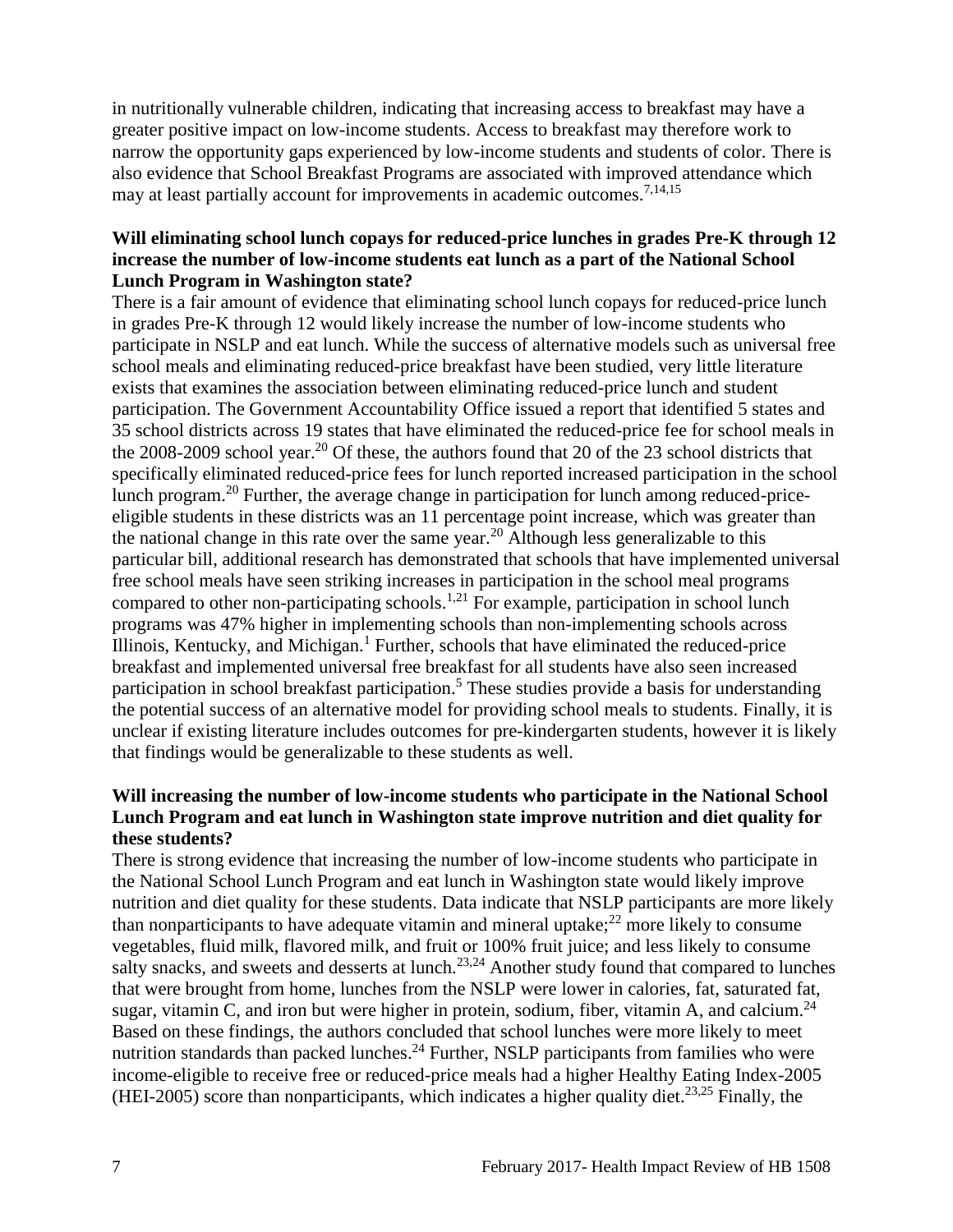in nutritionally vulnerable children, indicating that increasing access to breakfast may have a greater positive impact on low-income students. Access to breakfast may therefore work to narrow the opportunity gaps experienced by low-income students and students of color. There is also evidence that School Breakfast Programs are associated with improved attendance which may at least partially account for improvements in academic outcomes.[7,14,15]

**Will eliminating school lunch copays for reduced-price lunches in grades Pre-K through 12 increase the number of low-income students eat lunch as a part of the National School Lunch Program in Washington state?**

There is a fair amount of evidence that eliminating school lunch copays for reduced-price lunch in grades Pre-K through 12 would likely increase the number of low-income students who participate in NSLP and eat lunch. While the success of alternative models such as universal free school meals and eliminating reduced-price breakfast have been studied, very little literature exists that examines the association between eliminating reduced-price lunch and student participation. The Government Accountability Office issued a report that identified 5 states and 35 school districts across 19 states that have eliminated the reduced-price fee for school meals in the 2008-2009 school year.[20] Of these, the authors found that 20 of the 23 school districts that specifically eliminated reduced-price fees for lunch reported increased participation in the school lunch program.[20] Further, the average change in participation for lunch among reduced-price-eligible students in these districts was an 11 percentage point increase, which was greater than the national change in this rate over the same year.[20] Although less generalizable to this particular bill, additional research has demonstrated that schools that have implemented universal free school meals have seen striking increases in participation in the school meal programs compared to other non-participating schools.[1,21] For example, participation in school lunch programs was 47% higher in implementing schools than non-implementing schools across Illinois, Kentucky, and Michigan.[1] Further, schools that have eliminated the reduced-price breakfast and implemented universal free breakfast for all students have also seen increased participation in school breakfast participation.[5] These studies provide a basis for understanding the potential success of an alternative model for providing school meals to students. Finally, it is unclear if existing literature includes outcomes for pre-kindergarten students, however it is likely that findings would be generalizable to these students as well.

**Will increasing the number of low-income students who participate in the National School Lunch Program and eat lunch in Washington state improve nutrition and diet quality for these students?**

There is strong evidence that increasing the number of low-income students who participate in the National School Lunch Program and eat lunch in Washington state would likely improve nutrition and diet quality for these students. Data indicate that NSLP participants are more likely than nonparticipants to have adequate vitamin and mineral uptake;[22] more likely to consume vegetables, fluid milk, flavored milk, and fruit or 100% fruit juice; and less likely to consume salty snacks, and sweets and desserts at lunch.[23,24] Another study found that compared to lunches that were brought from home, lunches from the NSLP were lower in calories, fat, saturated fat, sugar, vitamin C, and iron but were higher in protein, sodium, fiber, vitamin A, and calcium.[24] Based on these findings, the authors concluded that school lunches were more likely to meet nutrition standards than packed lunches.[24] Further, NSLP participants from families who were income-eligible to receive free or reduced-price meals had a higher Healthy Eating Index-2005 (HEI-2005) score than nonparticipants, which indicates a higher quality diet.[23,25] Finally, the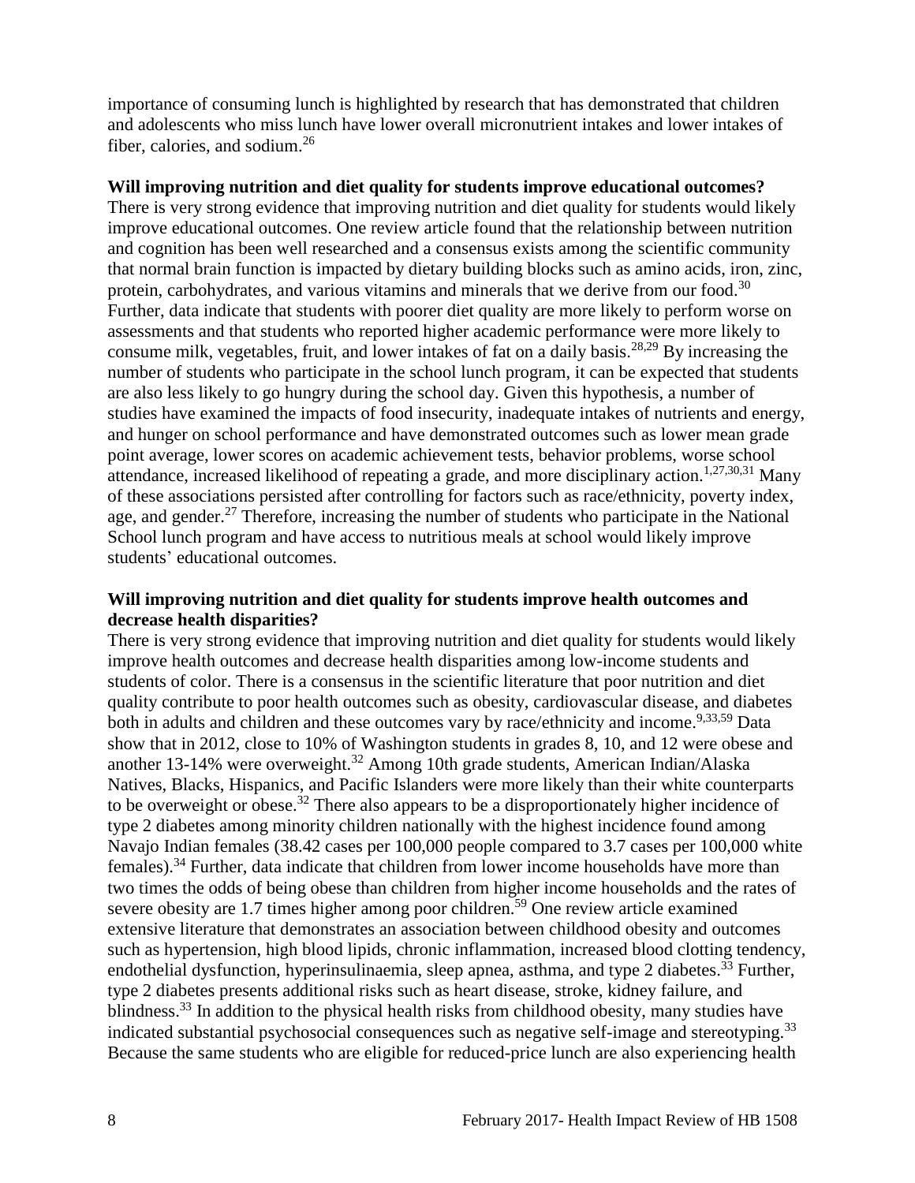importance of consuming lunch is highlighted by research that has demonstrated that children and adolescents who miss lunch have lower overall micronutrient intakes and lower intakes of fiber, calories, and sodium.[26]

**Will improving nutrition and diet quality for students improve educational outcomes?**

There is very strong evidence that improving nutrition and diet quality for students would likely improve educational outcomes. One review article found that the relationship between nutrition and cognition has been well researched and a consensus exists among the scientific community that normal brain function is impacted by dietary building blocks such as amino acids, iron, zinc, protein, carbohydrates, and various vitamins and minerals that we derive from our food.[30] Further, data indicate that students with poorer diet quality are more likely to perform worse on assessments and that students who reported higher academic performance were more likely to consume milk, vegetables, fruit, and lower intakes of fat on a daily basis.[28,29] By increasing the number of students who participate in the school lunch program, it can be expected that students are also less likely to go hungry during the school day. Given this hypothesis, a number of studies have examined the impacts of food insecurity, inadequate intakes of nutrients and energy, and hunger on school performance and have demonstrated outcomes such as lower mean grade point average, lower scores on academic achievement tests, behavior problems, worse school attendance, increased likelihood of repeating a grade, and more disciplinary action.[1,27,30,31] Many of these associations persisted after controlling for factors such as race/ethnicity, poverty index, age, and gender.[27] Therefore, increasing the number of students who participate in the National School lunch program and have access to nutritious meals at school would likely improve students' educational outcomes.

**Will improving nutrition and diet quality for students improve health outcomes and decrease health disparities?**

There is very strong evidence that improving nutrition and diet quality for students would likely improve health outcomes and decrease health disparities among low-income students and students of color. There is a consensus in the scientific literature that poor nutrition and diet quality contribute to poor health outcomes such as obesity, cardiovascular disease, and diabetes both in adults and children and these outcomes vary by race/ethnicity and income.[9,33,59] Data show that in 2012, close to 10% of Washington students in grades 8, 10, and 12 were obese and another 13-14% were overweight.[32] Among 10th grade students, American Indian/Alaska Natives, Blacks, Hispanics, and Pacific Islanders were more likely than their white counterparts to be overweight or obese.[32] There also appears to be a disproportionately higher incidence of type 2 diabetes among minority children nationally with the highest incidence found among Navajo Indian females (38.42 cases per 100,000 people compared to 3.7 cases per 100,000 white females).[34] Further, data indicate that children from lower income households have more than two times the odds of being obese than children from higher income households and the rates of severe obesity are 1.7 times higher among poor children.[59] One review article examined extensive literature that demonstrates an association between childhood obesity and outcomes such as hypertension, high blood lipids, chronic inflammation, increased blood clotting tendency, endothelial dysfunction, hyperinsulinaemia, sleep apnea, asthma, and type 2 diabetes.[33] Further, type 2 diabetes presents additional risks such as heart disease, stroke, kidney failure, and blindness.[33] In addition to the physical health risks from childhood obesity, many studies have indicated substantial psychosocial consequences such as negative self-image and stereotyping.[33] Because the same students who are eligible for reduced-price lunch are also experiencing health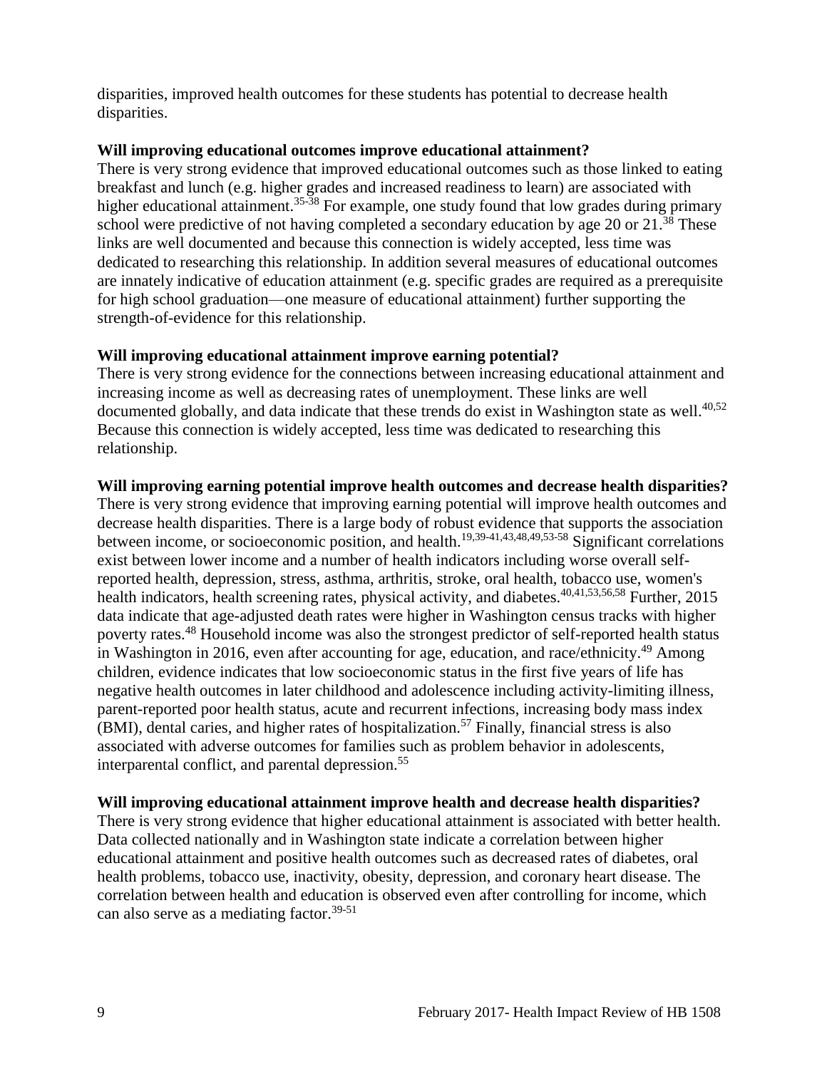disparities, improved health outcomes for these students has potential to decrease health disparities.

**Will improving educational outcomes improve educational attainment?**

There is very strong evidence that improved educational outcomes such as those linked to eating breakfast and lunch (e.g. higher grades and increased readiness to learn) are associated with higher educational attainment.[35-38] For example, one study found that low grades during primary school were predictive of not having completed a secondary education by age 20 or 21.[38] These links are well documented and because this connection is widely accepted, less time was dedicated to researching this relationship. In addition several measures of educational outcomes are innately indicative of education attainment (e.g. specific grades are required as a prerequisite for high school graduation—one measure of educational attainment) further supporting the strength-of-evidence for this relationship.

**Will improving educational attainment improve earning potential?**

There is very strong evidence for the connections between increasing educational attainment and increasing income as well as decreasing rates of unemployment. These links are well documented globally, and data indicate that these trends do exist in Washington state as well.[40,52] Because this connection is widely accepted, less time was dedicated to researching this relationship.

**Will improving earning potential improve health outcomes and decrease health disparities?**

There is very strong evidence that improving earning potential will improve health outcomes and decrease health disparities. There is a large body of robust evidence that supports the association between income, or socioeconomic position, and health.[19,39-41,43,48,49,53-58] Significant correlations exist between lower income and a number of health indicators including worse overall self-reported health, depression, stress, asthma, arthritis, stroke, oral health, tobacco use, women's health indicators, health screening rates, physical activity, and diabetes.[40,41,53,56,58] Further, 2015 data indicate that age-adjusted death rates were higher in Washington census tracks with higher poverty rates.[48] Household income was also the strongest predictor of self-reported health status in Washington in 2016, even after accounting for age, education, and race/ethnicity.[49] Among children, evidence indicates that low socioeconomic status in the first five years of life has negative health outcomes in later childhood and adolescence including activity-limiting illness, parent-reported poor health status, acute and recurrent infections, increasing body mass index (BMI), dental caries, and higher rates of hospitalization.[57] Finally, financial stress is also associated with adverse outcomes for families such as problem behavior in adolescents, interparental conflict, and parental depression.[55]

**Will improving educational attainment improve health and decrease health disparities?**

There is very strong evidence that higher educational attainment is associated with better health. Data collected nationally and in Washington state indicate a correlation between higher educational attainment and positive health outcomes such as decreased rates of diabetes, oral health problems, tobacco use, inactivity, obesity, depression, and coronary heart disease. The correlation between health and education is observed even after controlling for income, which can also serve as a mediating factor.[39-51]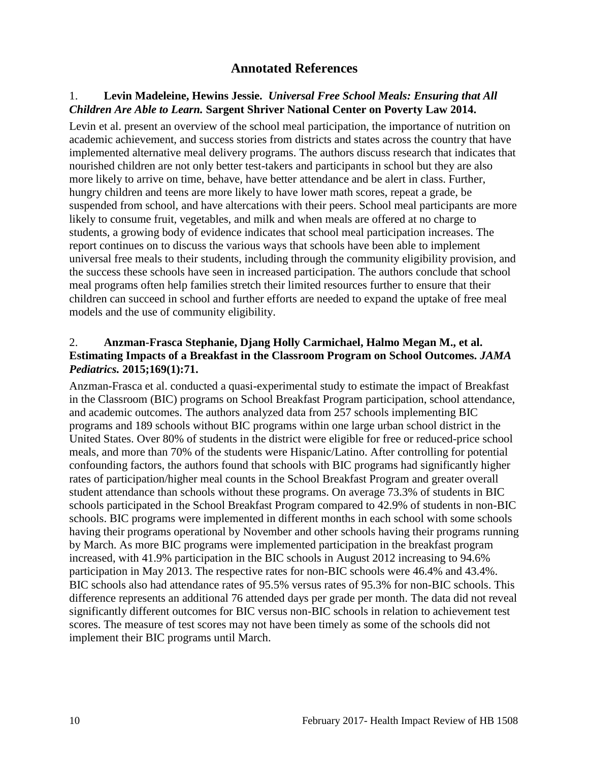## Annotated References

1. **Levin Madeleine, Hewins Jessie.** ***Universal Free School Meals: Ensuring that All Children Are Able to Learn.*** **Sargent Shriver National Center on Poverty Law 2014.**

Levin et al. present an overview of the school meal participation, the importance of nutrition on academic achievement, and success stories from districts and states across the country that have implemented alternative meal delivery programs. The authors discuss research that indicates that nourished children are not only better test-takers and participants in school but they are also more likely to arrive on time, behave, have better attendance and be alert in class. Further, hungry children and teens are more likely to have lower math scores, repeat a grade, be suspended from school, and have altercations with their peers. School meal participants are more likely to consume fruit, vegetables, and milk and when meals are offered at no charge to students, a growing body of evidence indicates that school meal participation increases. The report continues on to discuss the various ways that schools have been able to implement universal free meals to their students, including through the community eligibility provision, and the success these schools have seen in increased participation. The authors conclude that school meal programs often help families stretch their limited resources further to ensure that their children can succeed in school and further efforts are needed to expand the uptake of free meal models and the use of community eligibility.

2. **Anzman-Frasca Stephanie, Djang Holly Carmichael, Halmo Megan M., et al. Estimating Impacts of a Breakfast in the Classroom Program on School Outcomes.** ***JAMA Pediatrics.*** **2015;169(1):71.**

Anzman-Frasca et al. conducted a quasi-experimental study to estimate the impact of Breakfast in the Classroom (BIC) programs on School Breakfast Program participation, school attendance, and academic outcomes. The authors analyzed data from 257 schools implementing BIC programs and 189 schools without BIC programs within one large urban school district in the United States. Over 80% of students in the district were eligible for free or reduced-price school meals, and more than 70% of the students were Hispanic/Latino. After controlling for potential confounding factors, the authors found that schools with BIC programs had significantly higher rates of participation/higher meal counts in the School Breakfast Program and greater overall student attendance than schools without these programs. On average 73.3% of students in BIC schools participated in the School Breakfast Program compared to 42.9% of students in non-BIC schools. BIC programs were implemented in different months in each school with some schools having their programs operational by November and other schools having their programs running by March. As more BIC programs were implemented participation in the breakfast program increased, with 41.9% participation in the BIC schools in August 2012 increasing to 94.6% participation in May 2013. The respective rates for non-BIC schools were 46.4% and 43.4%. BIC schools also had attendance rates of 95.5% versus rates of 95.3% for non-BIC schools. This difference represents an additional 76 attended days per grade per month. The data did not reveal significantly different outcomes for BIC versus non-BIC schools in relation to achievement test scores. The measure of test scores may not have been timely as some of the schools did not implement their BIC programs until March.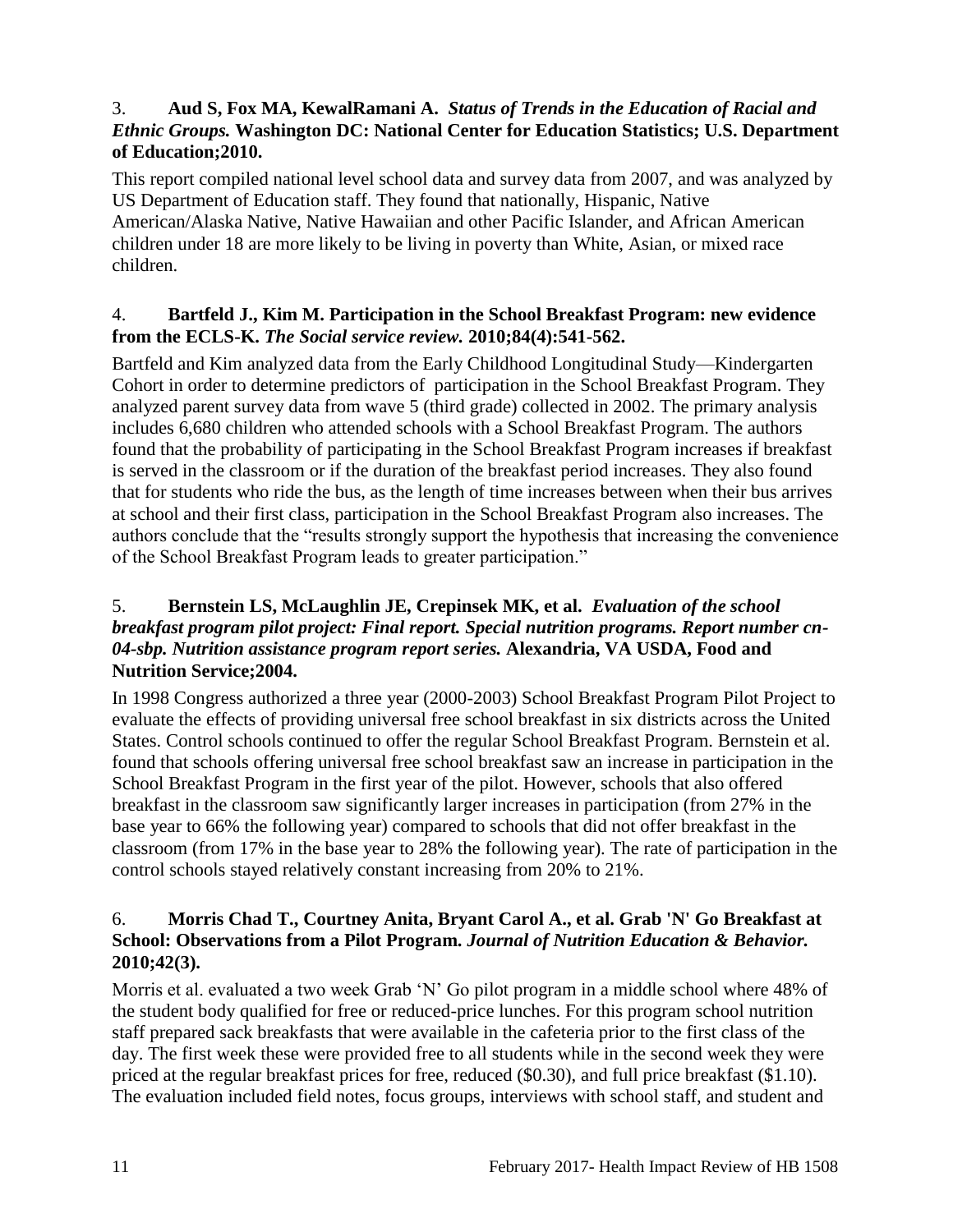3. **Aud S, Fox MA, KewalRamani A.** ***Status of Trends in the Education of Racial and Ethnic Groups.*** **Washington DC: National Center for Education Statistics; U.S. Department of Education;2010.**

This report compiled national level school data and survey data from 2007, and was analyzed by US Department of Education staff. They found that nationally, Hispanic, Native American/Alaska Native, Native Hawaiian and other Pacific Islander, and African American children under 18 are more likely to be living in poverty than White, Asian, or mixed race children.

4. **Bartfeld J., Kim M. Participation in the School Breakfast Program: new evidence from the ECLS-K.** ***The Social service review.*** **2010;84(4):541-562.**

Bartfeld and Kim analyzed data from the Early Childhood Longitudinal Study—Kindergarten Cohort in order to determine predictors of participation in the School Breakfast Program. They analyzed parent survey data from wave 5 (third grade) collected in 2002. The primary analysis includes 6,680 children who attended schools with a School Breakfast Program. The authors found that the probability of participating in the School Breakfast Program increases if breakfast is served in the classroom or if the duration of the breakfast period increases. They also found that for students who ride the bus, as the length of time increases between when their bus arrives at school and their first class, participation in the School Breakfast Program also increases. The authors conclude that the "results strongly support the hypothesis that increasing the convenience of the School Breakfast Program leads to greater participation."

5. **Bernstein LS, McLaughlin JE, Crepinsek MK, et al.** ***Evaluation of the school breakfast program pilot project: Final report. Special nutrition programs. Report number cn-04-sbp. Nutrition assistance program report series.*** **Alexandria, VA USDA, Food and Nutrition Service;2004.**

In 1998 Congress authorized a three year (2000-2003) School Breakfast Program Pilot Project to evaluate the effects of providing universal free school breakfast in six districts across the United States. Control schools continued to offer the regular School Breakfast Program. Bernstein et al. found that schools offering universal free school breakfast saw an increase in participation in the School Breakfast Program in the first year of the pilot. However, schools that also offered breakfast in the classroom saw significantly larger increases in participation (from 27% in the base year to 66% the following year) compared to schools that did not offer breakfast in the classroom (from 17% in the base year to 28% the following year). The rate of participation in the control schools stayed relatively constant increasing from 20% to 21%.

6. **Morris Chad T., Courtney Anita, Bryant Carol A., et al. Grab 'N' Go Breakfast at School: Observations from a Pilot Program.** ***Journal of Nutrition Education & Behavior.*** **2010;42(3).**

Morris et al. evaluated a two week Grab 'N' Go pilot program in a middle school where 48% of the student body qualified for free or reduced-price lunches. For this program school nutrition staff prepared sack breakfasts that were available in the cafeteria prior to the first class of the day. The first week these were provided free to all students while in the second week they were priced at the regular breakfast prices for free, reduced ($0.30), and full price breakfast ($1.10). The evaluation included field notes, focus groups, interviews with school staff, and student and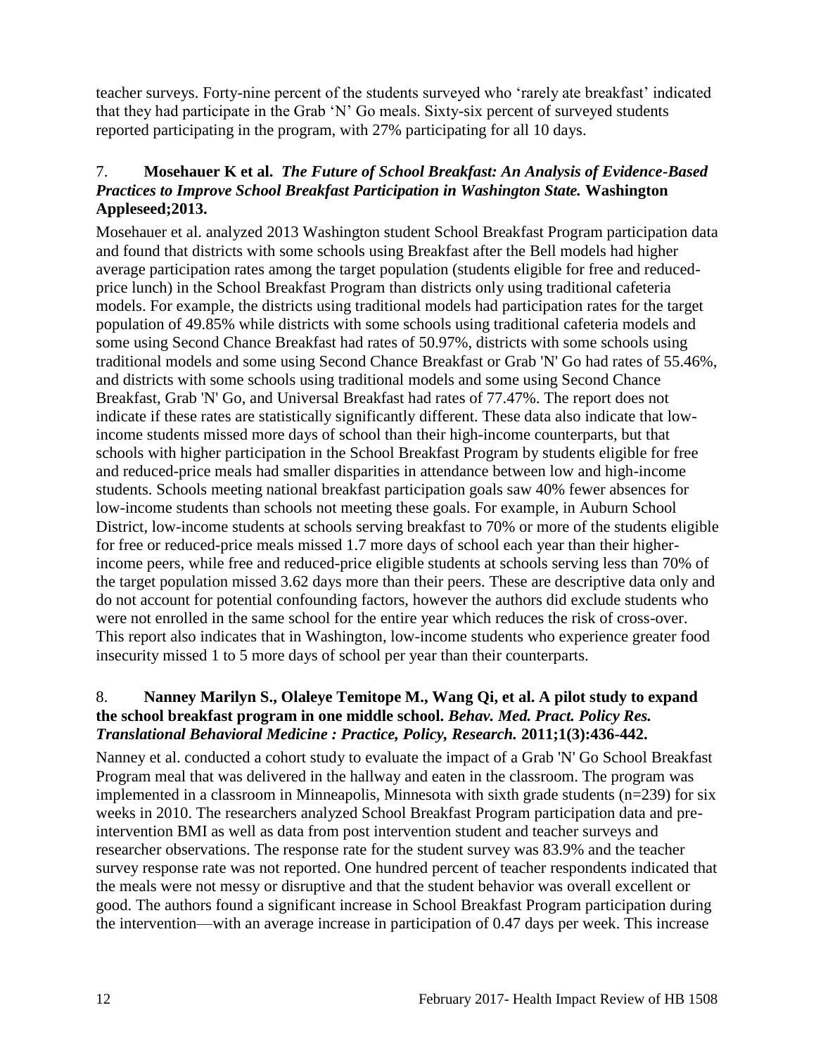teacher surveys. Forty-nine percent of the students surveyed who 'rarely ate breakfast' indicated that they had participate in the Grab 'N' Go meals. Sixty-six percent of surveyed students reported participating in the program, with 27% participating for all 10 days.

### 7. **Mosehauer K et al.** ***The Future of School Breakfast: An Analysis of Evidence-Based Practices to Improve School Breakfast Participation in Washington State.*** **Washington Appleseed;2013.**

Mosehauer et al. analyzed 2013 Washington student School Breakfast Program participation data and found that districts with some schools using Breakfast after the Bell models had higher average participation rates among the target population (students eligible for free and reduced-price lunch) in the School Breakfast Program than districts only using traditional cafeteria models. For example, the districts using traditional models had participation rates for the target population of 49.85% while districts with some schools using traditional cafeteria models and some using Second Chance Breakfast had rates of 50.97%, districts with some schools using traditional models and some using Second Chance Breakfast or Grab 'N' Go had rates of 55.46%, and districts with some schools using traditional models and some using Second Chance Breakfast, Grab 'N' Go, and Universal Breakfast had rates of 77.47%. The report does not indicate if these rates are statistically significantly different. These data also indicate that low-income students missed more days of school than their high-income counterparts, but that schools with higher participation in the School Breakfast Program by students eligible for free and reduced-price meals had smaller disparities in attendance between low and high-income students. Schools meeting national breakfast participation goals saw 40% fewer absences for low-income students than schools not meeting these goals. For example, in Auburn School District, low-income students at schools serving breakfast to 70% or more of the students eligible for free or reduced-price meals missed 1.7 more days of school each year than their higher-income peers, while free and reduced-price eligible students at schools serving less than 70% of the target population missed 3.62 days more than their peers. These are descriptive data only and do not account for potential confounding factors, however the authors did exclude students who were not enrolled in the same school for the entire year which reduces the risk of cross-over. This report also indicates that in Washington, low-income students who experience greater food insecurity missed 1 to 5 more days of school per year than their counterparts.

### 8. **Nanney Marilyn S., Olaleye Temitope M., Wang Qi, et al. A pilot study to expand the school breakfast program in one middle school.** ***Behav. Med. Pract. Policy Res. Translational Behavioral Medicine : Practice, Policy, Research.*** **2011;1(3):436-442.**

Nanney et al. conducted a cohort study to evaluate the impact of a Grab 'N' Go School Breakfast Program meal that was delivered in the hallway and eaten in the classroom. The program was implemented in a classroom in Minneapolis, Minnesota with sixth grade students (n=239) for six weeks in 2010. The researchers analyzed School Breakfast Program participation data and pre-intervention BMI as well as data from post intervention student and teacher surveys and researcher observations. The response rate for the student survey was 83.9% and the teacher survey response rate was not reported. One hundred percent of teacher respondents indicated that the meals were not messy or disruptive and that the student behavior was overall excellent or good. The authors found a significant increase in School Breakfast Program participation during the intervention—with an average increase in participation of 0.47 days per week. This increase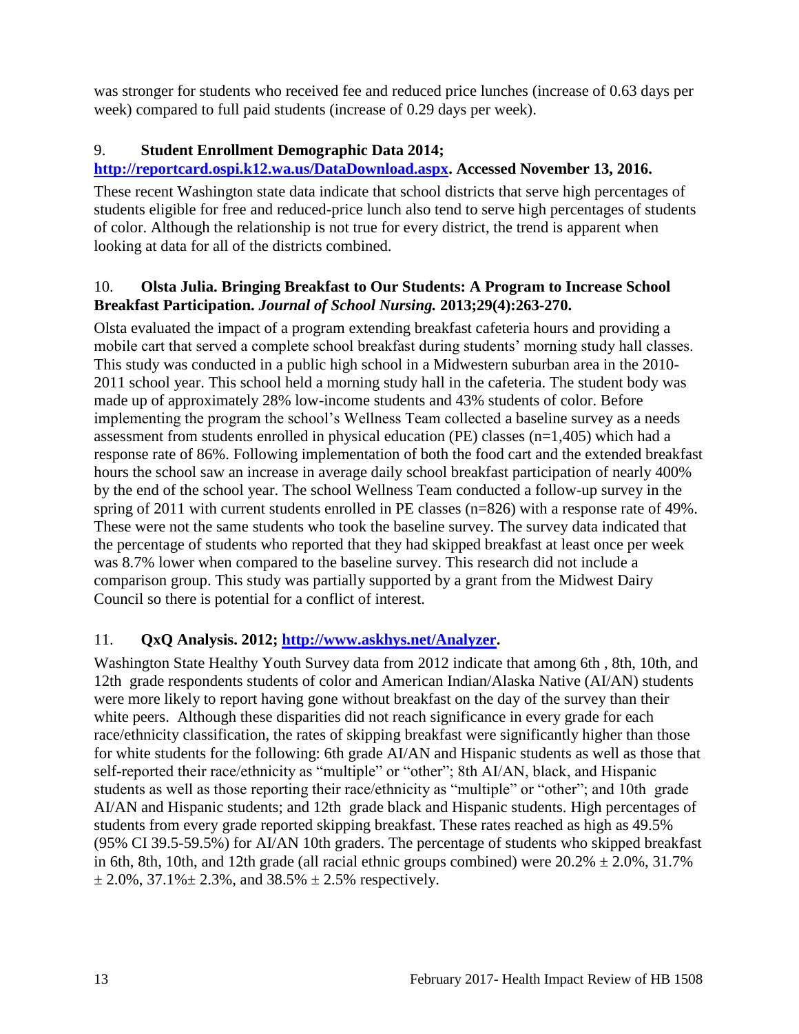was stronger for students who received fee and reduced price lunches (increase of 0.63 days per week) compared to full paid students (increase of 0.29 days per week).

9. **Student Enrollment Demographic Data 2014; http://reportcard.ospi.k12.wa.us/DataDownload.aspx. Accessed November 13, 2016.**

These recent Washington state data indicate that school districts that serve high percentages of students eligible for free and reduced-price lunch also tend to serve high percentages of students of color. Although the relationship is not true for every district, the trend is apparent when looking at data for all of the districts combined.

10. **Olsta Julia. Bringing Breakfast to Our Students: A Program to Increase School Breakfast Participation. *Journal of School Nursing.* 2013;29(4):263-270.**

Olsta evaluated the impact of a program extending breakfast cafeteria hours and providing a mobile cart that served a complete school breakfast during students' morning study hall classes. This study was conducted in a public high school in a Midwestern suburban area in the 2010-2011 school year. This school held a morning study hall in the cafeteria. The student body was made up of approximately 28% low-income students and 43% students of color. Before implementing the program the school's Wellness Team collected a baseline survey as a needs assessment from students enrolled in physical education (PE) classes (n=1,405) which had a response rate of 86%. Following implementation of both the food cart and the extended breakfast hours the school saw an increase in average daily school breakfast participation of nearly 400% by the end of the school year. The school Wellness Team conducted a follow-up survey in the spring of 2011 with current students enrolled in PE classes (n=826) with a response rate of 49%. These were not the same students who took the baseline survey. The survey data indicated that the percentage of students who reported that they had skipped breakfast at least once per week was 8.7% lower when compared to the baseline survey. This research did not include a comparison group. This study was partially supported by a grant from the Midwest Dairy Council so there is potential for a conflict of interest.

11. **QxQ Analysis. 2012; http://www.askhys.net/Analyzer.**

Washington State Healthy Youth Survey data from 2012 indicate that among 6th , 8th, 10th, and 12th grade respondents students of color and American Indian/Alaska Native (AI/AN) students were more likely to report having gone without breakfast on the day of the survey than their white peers. Although these disparities did not reach significance in every grade for each race/ethnicity classification, the rates of skipping breakfast were significantly higher than those for white students for the following: 6th grade AI/AN and Hispanic students as well as those that self-reported their race/ethnicity as "multiple" or "other"; 8th AI/AN, black, and Hispanic students as well as those reporting their race/ethnicity as "multiple" or "other"; and 10th grade AI/AN and Hispanic students; and 12th grade black and Hispanic students. High percentages of students from every grade reported skipping breakfast. These rates reached as high as 49.5% (95% CI 39.5-59.5%) for AI/AN 10th graders. The percentage of students who skipped breakfast in 6th, 8th, 10th, and 12th grade (all racial ethnic groups combined) were 20.2% ± 2.0%, 31.7% ± 2.0%, 37.1%± 2.3%, and 38.5% ± 2.5% respectively.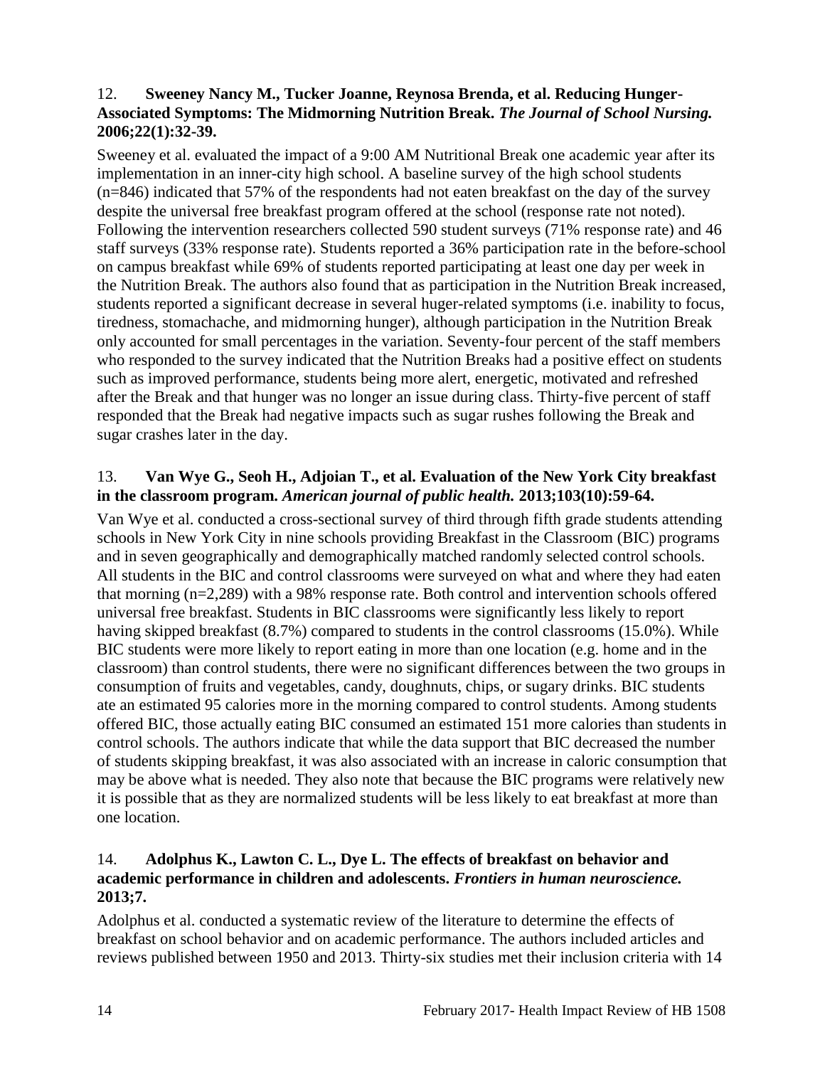12. **Sweeney Nancy M., Tucker Joanne, Reynosa Brenda, et al. Reducing Hunger-Associated Symptoms: The Midmorning Nutrition Break. *The Journal of School Nursing.* 2006;22(1):32-39.**

Sweeney et al. evaluated the impact of a 9:00 AM Nutritional Break one academic year after its implementation in an inner-city high school. A baseline survey of the high school students (n=846) indicated that 57% of the respondents had not eaten breakfast on the day of the survey despite the universal free breakfast program offered at the school (response rate not noted). Following the intervention researchers collected 590 student surveys (71% response rate) and 46 staff surveys (33% response rate). Students reported a 36% participation rate in the before-school on campus breakfast while 69% of students reported participating at least one day per week in the Nutrition Break. The authors also found that as participation in the Nutrition Break increased, students reported a significant decrease in several huger-related symptoms (i.e. inability to focus, tiredness, stomachache, and midmorning hunger), although participation in the Nutrition Break only accounted for small percentages in the variation. Seventy-four percent of the staff members who responded to the survey indicated that the Nutrition Breaks had a positive effect on students such as improved performance, students being more alert, energetic, motivated and refreshed after the Break and that hunger was no longer an issue during class. Thirty-five percent of staff responded that the Break had negative impacts such as sugar rushes following the Break and sugar crashes later in the day.

13. **Van Wye G., Seoh H., Adjoian T., et al. Evaluation of the New York City breakfast in the classroom program. *American journal of public health.* 2013;103(10):59-64.**

Van Wye et al. conducted a cross-sectional survey of third through fifth grade students attending schools in New York City in nine schools providing Breakfast in the Classroom (BIC) programs and in seven geographically and demographically matched randomly selected control schools. All students in the BIC and control classrooms were surveyed on what and where they had eaten that morning (n=2,289) with a 98% response rate. Both control and intervention schools offered universal free breakfast. Students in BIC classrooms were significantly less likely to report having skipped breakfast (8.7%) compared to students in the control classrooms (15.0%). While BIC students were more likely to report eating in more than one location (e.g. home and in the classroom) than control students, there were no significant differences between the two groups in consumption of fruits and vegetables, candy, doughnuts, chips, or sugary drinks. BIC students ate an estimated 95 calories more in the morning compared to control students. Among students offered BIC, those actually eating BIC consumed an estimated 151 more calories than students in control schools. The authors indicate that while the data support that BIC decreased the number of students skipping breakfast, it was also associated with an increase in caloric consumption that may be above what is needed. They also note that because the BIC programs were relatively new it is possible that as they are normalized students will be less likely to eat breakfast at more than one location.

14. **Adolphus K., Lawton C. L., Dye L. The effects of breakfast on behavior and academic performance in children and adolescents. *Frontiers in human neuroscience.* 2013;7.**

Adolphus et al. conducted a systematic review of the literature to determine the effects of breakfast on school behavior and on academic performance. The authors included articles and reviews published between 1950 and 2013. Thirty-six studies met their inclusion criteria with 14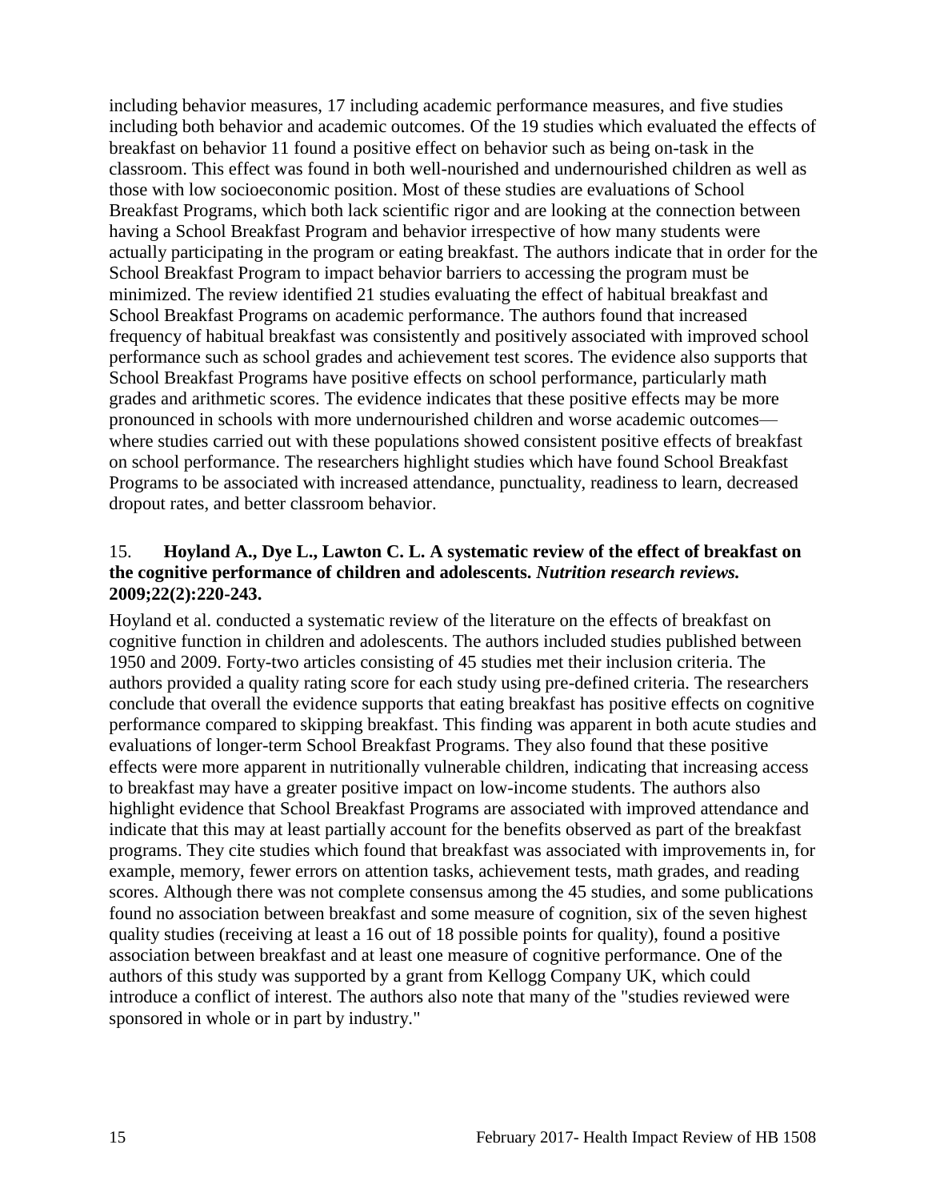including behavior measures, 17 including academic performance measures, and five studies including both behavior and academic outcomes. Of the 19 studies which evaluated the effects of breakfast on behavior 11 found a positive effect on behavior such as being on-task in the classroom. This effect was found in both well-nourished and undernourished children as well as those with low socioeconomic position. Most of these studies are evaluations of School Breakfast Programs, which both lack scientific rigor and are looking at the connection between having a School Breakfast Program and behavior irrespective of how many students were actually participating in the program or eating breakfast. The authors indicate that in order for the School Breakfast Program to impact behavior barriers to accessing the program must be minimized. The review identified 21 studies evaluating the effect of habitual breakfast and School Breakfast Programs on academic performance. The authors found that increased frequency of habitual breakfast was consistently and positively associated with improved school performance such as school grades and achievement test scores. The evidence also supports that School Breakfast Programs have positive effects on school performance, particularly math grades and arithmetic scores. The evidence indicates that these positive effects may be more pronounced in schools with more undernourished children and worse academic outcomes—where studies carried out with these populations showed consistent positive effects of breakfast on school performance. The researchers highlight studies which have found School Breakfast Programs to be associated with increased attendance, punctuality, readiness to learn, decreased dropout rates, and better classroom behavior.

15. **Hoyland A., Dye L., Lawton C. L. A systematic review of the effect of breakfast on the cognitive performance of children and adolescents. *Nutrition research reviews.* 2009;22(2):220-243.**

Hoyland et al. conducted a systematic review of the literature on the effects of breakfast on cognitive function in children and adolescents. The authors included studies published between 1950 and 2009. Forty-two articles consisting of 45 studies met their inclusion criteria. The authors provided a quality rating score for each study using pre-defined criteria. The researchers conclude that overall the evidence supports that eating breakfast has positive effects on cognitive performance compared to skipping breakfast. This finding was apparent in both acute studies and evaluations of longer-term School Breakfast Programs. They also found that these positive effects were more apparent in nutritionally vulnerable children, indicating that increasing access to breakfast may have a greater positive impact on low-income students. The authors also highlight evidence that School Breakfast Programs are associated with improved attendance and indicate that this may at least partially account for the benefits observed as part of the breakfast programs. They cite studies which found that breakfast was associated with improvements in, for example, memory, fewer errors on attention tasks, achievement tests, math grades, and reading scores. Although there was not complete consensus among the 45 studies, and some publications found no association between breakfast and some measure of cognition, six of the seven highest quality studies (receiving at least a 16 out of 18 possible points for quality), found a positive association between breakfast and at least one measure of cognitive performance. One of the authors of this study was supported by a grant from Kellogg Company UK, which could introduce a conflict of interest. The authors also note that many of the "studies reviewed were sponsored in whole or in part by industry."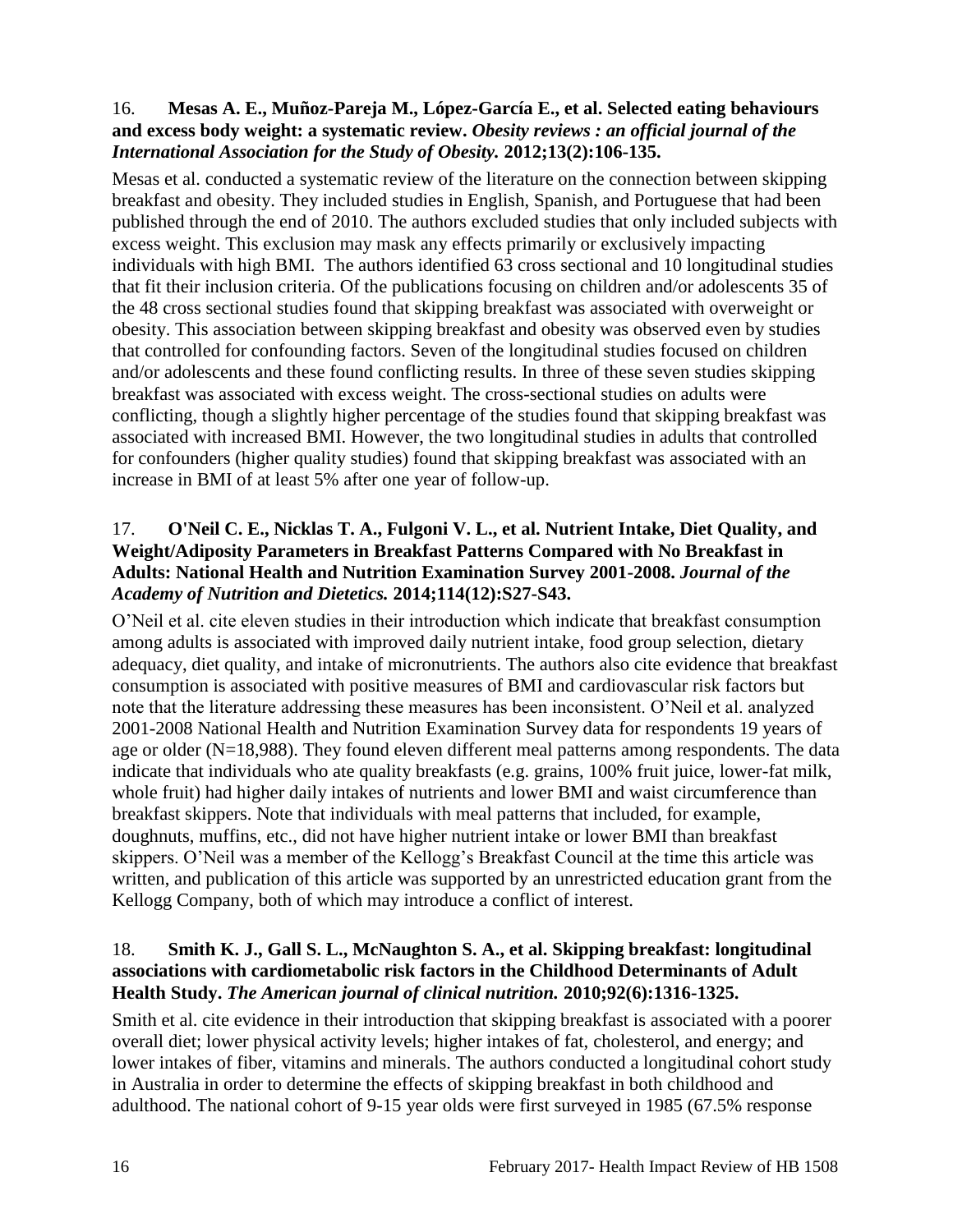16. **Mesas A. E., Muñoz-Pareja M., López-García E., et al. Selected eating behaviours and excess body weight: a systematic review.** ***Obesity reviews : an official journal of the International Association for the Study of Obesity.*** **2012;13(2):106-135.**

Mesas et al. conducted a systematic review of the literature on the connection between skipping breakfast and obesity. They included studies in English, Spanish, and Portuguese that had been published through the end of 2010. The authors excluded studies that only included subjects with excess weight. This exclusion may mask any effects primarily or exclusively impacting individuals with high BMI. The authors identified 63 cross sectional and 10 longitudinal studies that fit their inclusion criteria. Of the publications focusing on children and/or adolescents 35 of the 48 cross sectional studies found that skipping breakfast was associated with overweight or obesity. This association between skipping breakfast and obesity was observed even by studies that controlled for confounding factors. Seven of the longitudinal studies focused on children and/or adolescents and these found conflicting results. In three of these seven studies skipping breakfast was associated with excess weight. The cross-sectional studies on adults were conflicting, though a slightly higher percentage of the studies found that skipping breakfast was associated with increased BMI. However, the two longitudinal studies in adults that controlled for confounders (higher quality studies) found that skipping breakfast was associated with an increase in BMI of at least 5% after one year of follow-up.

17. **O'Neil C. E., Nicklas T. A., Fulgoni V. L., et al. Nutrient Intake, Diet Quality, and Weight/Adiposity Parameters in Breakfast Patterns Compared with No Breakfast in Adults: National Health and Nutrition Examination Survey 2001-2008.** ***Journal of the Academy of Nutrition and Dietetics.*** **2014;114(12):S27-S43.**

O'Neil et al. cite eleven studies in their introduction which indicate that breakfast consumption among adults is associated with improved daily nutrient intake, food group selection, dietary adequacy, diet quality, and intake of micronutrients. The authors also cite evidence that breakfast consumption is associated with positive measures of BMI and cardiovascular risk factors but note that the literature addressing these measures has been inconsistent. O'Neil et al. analyzed 2001-2008 National Health and Nutrition Examination Survey data for respondents 19 years of age or older (N=18,988). They found eleven different meal patterns among respondents. The data indicate that individuals who ate quality breakfasts (e.g. grains, 100% fruit juice, lower-fat milk, whole fruit) had higher daily intakes of nutrients and lower BMI and waist circumference than breakfast skippers. Note that individuals with meal patterns that included, for example, doughnuts, muffins, etc., did not have higher nutrient intake or lower BMI than breakfast skippers. O'Neil was a member of the Kellogg's Breakfast Council at the time this article was written, and publication of this article was supported by an unrestricted education grant from the Kellogg Company, both of which may introduce a conflict of interest.

18. **Smith K. J., Gall S. L., McNaughton S. A., et al. Skipping breakfast: longitudinal associations with cardiometabolic risk factors in the Childhood Determinants of Adult Health Study.** ***The American journal of clinical nutrition.*** **2010;92(6):1316-1325.**

Smith et al. cite evidence in their introduction that skipping breakfast is associated with a poorer overall diet; lower physical activity levels; higher intakes of fat, cholesterol, and energy; and lower intakes of fiber, vitamins and minerals. The authors conducted a longitudinal cohort study in Australia in order to determine the effects of skipping breakfast in both childhood and adulthood. The national cohort of 9-15 year olds were first surveyed in 1985 (67.5% response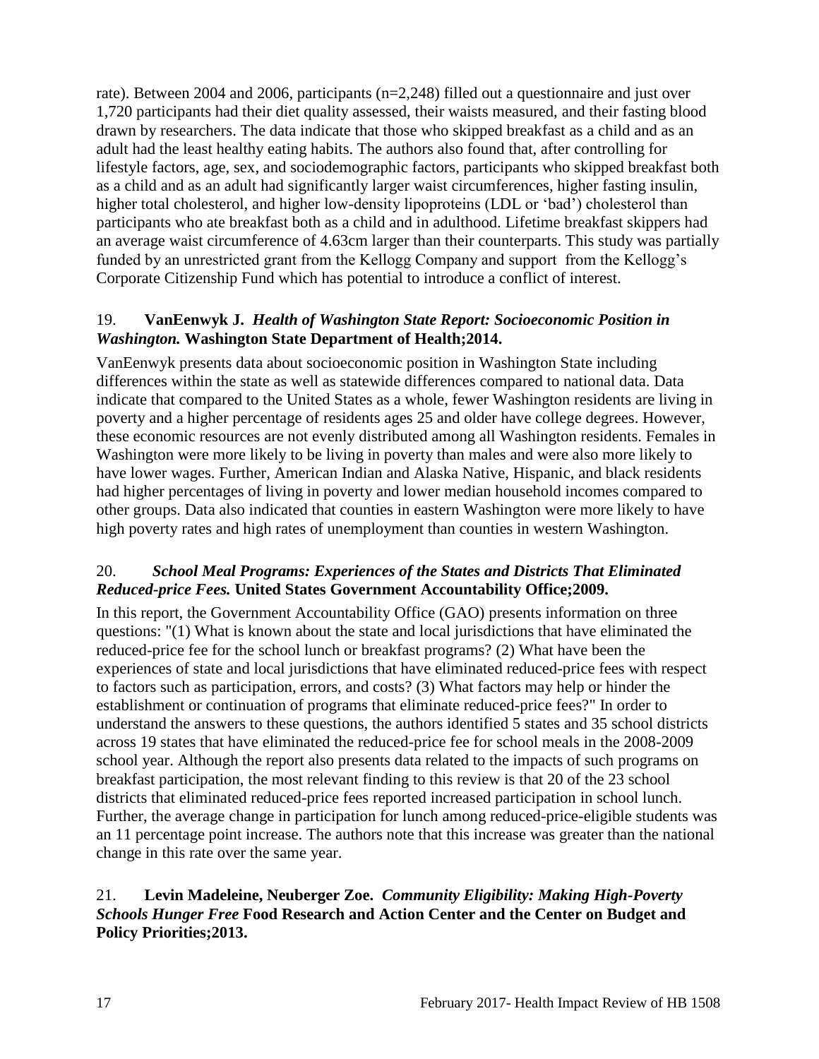rate). Between 2004 and 2006, participants (n=2,248) filled out a questionnaire and just over 1,720 participants had their diet quality assessed, their waists measured, and their fasting blood drawn by researchers. The data indicate that those who skipped breakfast as a child and as an adult had the least healthy eating habits. The authors also found that, after controlling for lifestyle factors, age, sex, and sociodemographic factors, participants who skipped breakfast both as a child and as an adult had significantly larger waist circumferences, higher fasting insulin, higher total cholesterol, and higher low-density lipoproteins (LDL or 'bad') cholesterol than participants who ate breakfast both as a child and in adulthood. Lifetime breakfast skippers had an average waist circumference of 4.63cm larger than their counterparts. This study was partially funded by an unrestricted grant from the Kellogg Company and support from the Kellogg's Corporate Citizenship Fund which has potential to introduce a conflict of interest.

19. **VanEenwyk J.** ***Health of Washington State Report: Socioeconomic Position in Washington.*** **Washington State Department of Health;2014.**

VanEenwyk presents data about socioeconomic position in Washington State including differences within the state as well as statewide differences compared to national data. Data indicate that compared to the United States as a whole, fewer Washington residents are living in poverty and a higher percentage of residents ages 25 and older have college degrees. However, these economic resources are not evenly distributed among all Washington residents. Females in Washington were more likely to be living in poverty than males and were also more likely to have lower wages. Further, American Indian and Alaska Native, Hispanic, and black residents had higher percentages of living in poverty and lower median household incomes compared to other groups. Data also indicated that counties in eastern Washington were more likely to have high poverty rates and high rates of unemployment than counties in western Washington.

20. ***School Meal Programs: Experiences of the States and Districts That Eliminated Reduced-price Fees.*** **United States Government Accountability Office;2009.**

In this report, the Government Accountability Office (GAO) presents information on three questions: "(1) What is known about the state and local jurisdictions that have eliminated the reduced-price fee for the school lunch or breakfast programs? (2) What have been the experiences of state and local jurisdictions that have eliminated reduced-price fees with respect to factors such as participation, errors, and costs? (3) What factors may help or hinder the establishment or continuation of programs that eliminate reduced-price fees?" In order to understand the answers to these questions, the authors identified 5 states and 35 school districts across 19 states that have eliminated the reduced-price fee for school meals in the 2008-2009 school year. Although the report also presents data related to the impacts of such programs on breakfast participation, the most relevant finding to this review is that 20 of the 23 school districts that eliminated reduced-price fees reported increased participation in school lunch. Further, the average change in participation for lunch among reduced-price-eligible students was an 11 percentage point increase. The authors note that this increase was greater than the national change in this rate over the same year.

21. **Levin Madeleine, Neuberger Zoe.** ***Community Eligibility: Making High-Poverty Schools Hunger Free*** **Food Research and Action Center and the Center on Budget and Policy Priorities;2013.**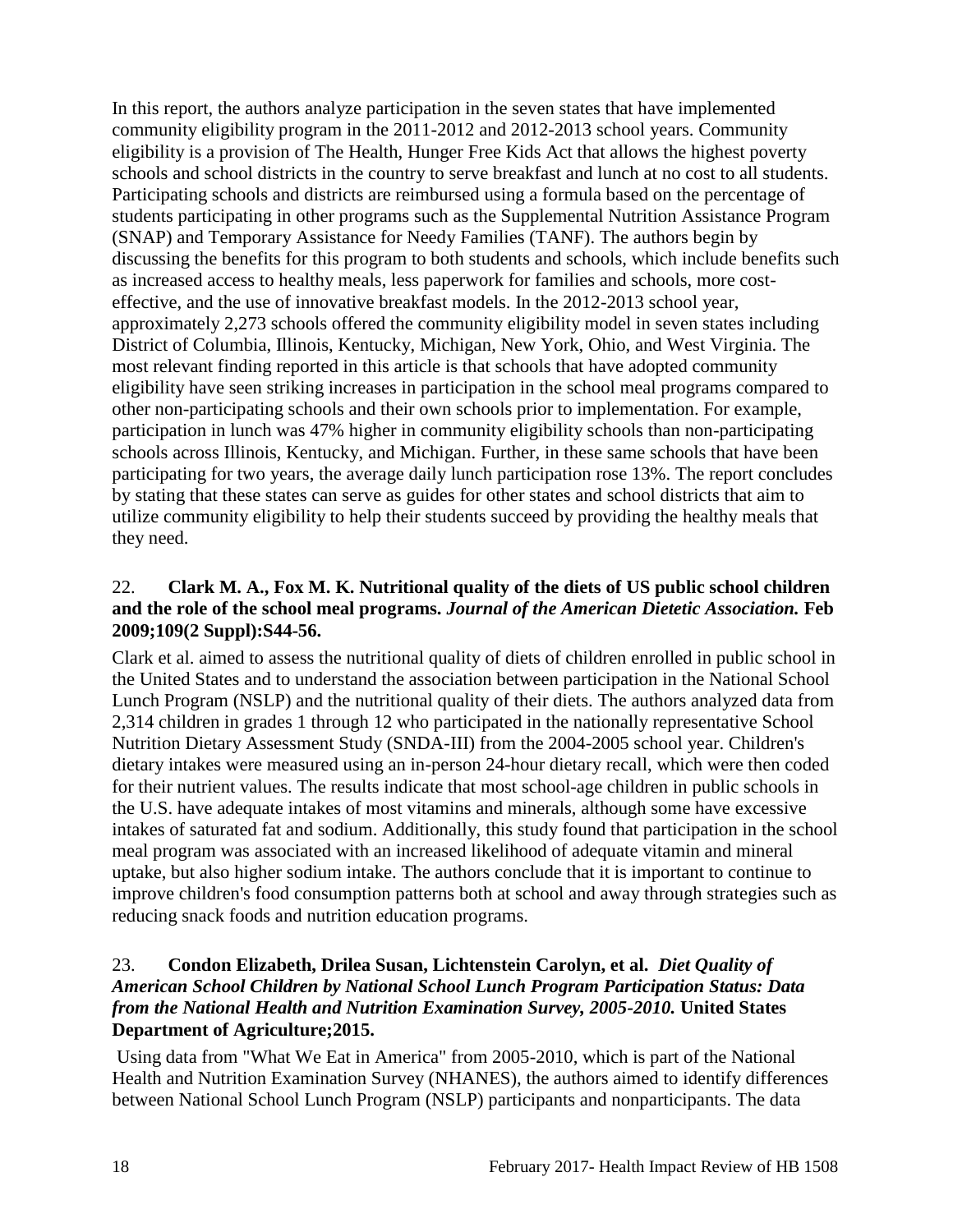In this report, the authors analyze participation in the seven states that have implemented community eligibility program in the 2011-2012 and 2012-2013 school years. Community eligibility is a provision of The Health, Hunger Free Kids Act that allows the highest poverty schools and school districts in the country to serve breakfast and lunch at no cost to all students. Participating schools and districts are reimbursed using a formula based on the percentage of students participating in other programs such as the Supplemental Nutrition Assistance Program (SNAP) and Temporary Assistance for Needy Families (TANF). The authors begin by discussing the benefits for this program to both students and schools, which include benefits such as increased access to healthy meals, less paperwork for families and schools, more cost-effective, and the use of innovative breakfast models. In the 2012-2013 school year, approximately 2,273 schools offered the community eligibility model in seven states including District of Columbia, Illinois, Kentucky, Michigan, New York, Ohio, and West Virginia. The most relevant finding reported in this article is that schools that have adopted community eligibility have seen striking increases in participation in the school meal programs compared to other non-participating schools and their own schools prior to implementation. For example, participation in lunch was 47% higher in community eligibility schools than non-participating schools across Illinois, Kentucky, and Michigan. Further, in these same schools that have been participating for two years, the average daily lunch participation rose 13%. The report concludes by stating that these states can serve as guides for other states and school districts that aim to utilize community eligibility to help their students succeed by providing the healthy meals that they need.

22. **Clark M. A., Fox M. K. Nutritional quality of the diets of US public school children and the role of the school meal programs.** ***Journal of the American Dietetic Association.*** **Feb 2009;109(2 Suppl):S44-56.**

Clark et al. aimed to assess the nutritional quality of diets of children enrolled in public school in the United States and to understand the association between participation in the National School Lunch Program (NSLP) and the nutritional quality of their diets. The authors analyzed data from 2,314 children in grades 1 through 12 who participated in the nationally representative School Nutrition Dietary Assessment Study (SNDA-III) from the 2004-2005 school year. Children's dietary intakes were measured using an in-person 24-hour dietary recall, which were then coded for their nutrient values. The results indicate that most school-age children in public schools in the U.S. have adequate intakes of most vitamins and minerals, although some have excessive intakes of saturated fat and sodium. Additionally, this study found that participation in the school meal program was associated with an increased likelihood of adequate vitamin and mineral uptake, but also higher sodium intake. The authors conclude that it is important to continue to improve children's food consumption patterns both at school and away through strategies such as reducing snack foods and nutrition education programs.

23. **Condon Elizabeth, Drilea Susan, Lichtenstein Carolyn, et al.** ***Diet Quality of American School Children by National School Lunch Program Participation Status: Data from the National Health and Nutrition Examination Survey, 2005-2010.*** **United States Department of Agriculture;2015.**

Using data from "What We Eat in America" from 2005-2010, which is part of the National Health and Nutrition Examination Survey (NHANES), the authors aimed to identify differences between National School Lunch Program (NSLP) participants and nonparticipants. The data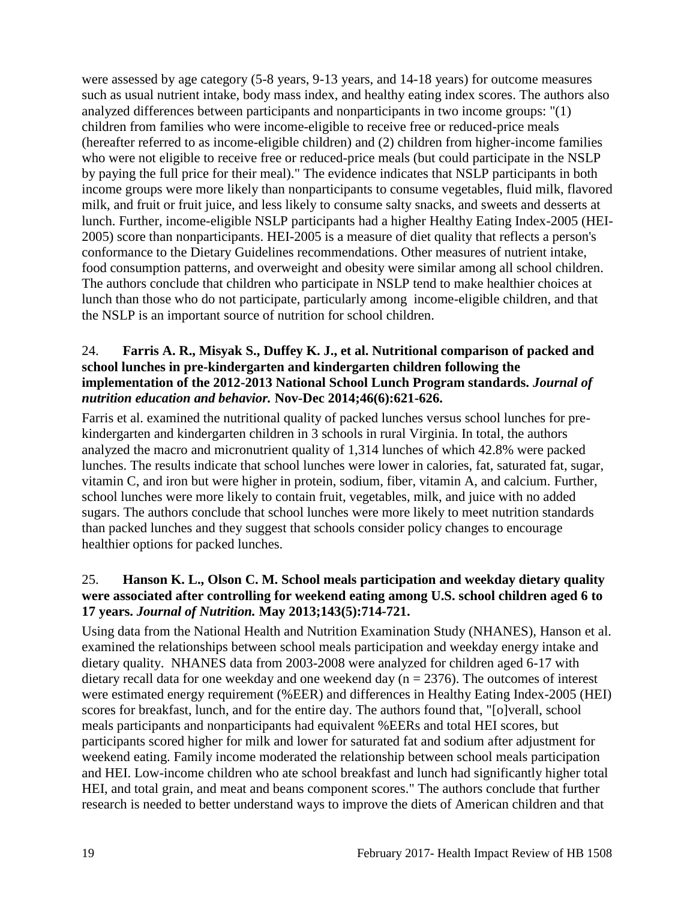were assessed by age category (5-8 years, 9-13 years, and 14-18 years) for outcome measures such as usual nutrient intake, body mass index, and healthy eating index scores. The authors also analyzed differences between participants and nonparticipants in two income groups: "(1) children from families who were income-eligible to receive free or reduced-price meals (hereafter referred to as income-eligible children) and (2) children from higher-income families who were not eligible to receive free or reduced-price meals (but could participate in the NSLP by paying the full price for their meal)." The evidence indicates that NSLP participants in both income groups were more likely than nonparticipants to consume vegetables, fluid milk, flavored milk, and fruit or fruit juice, and less likely to consume salty snacks, and sweets and desserts at lunch. Further, income-eligible NSLP participants had a higher Healthy Eating Index-2005 (HEI-2005) score than nonparticipants. HEI-2005 is a measure of diet quality that reflects a person's conformance to the Dietary Guidelines recommendations. Other measures of nutrient intake, food consumption patterns, and overweight and obesity were similar among all school children. The authors conclude that children who participate in NSLP tend to make healthier choices at lunch than those who do not participate, particularly among income-eligible children, and that the NSLP is an important source of nutrition for school children.

24. **Farris A. R., Misyak S., Duffey K. J., et al. Nutritional comparison of packed and school lunches in pre-kindergarten and kindergarten children following the implementation of the 2012-2013 National School Lunch Program standards. *Journal of nutrition education and behavior.* Nov-Dec 2014;46(6):621-626.**

Farris et al. examined the nutritional quality of packed lunches versus school lunches for pre-kindergarten and kindergarten children in 3 schools in rural Virginia. In total, the authors analyzed the macro and micronutrient quality of 1,314 lunches of which 42.8% were packed lunches. The results indicate that school lunches were lower in calories, fat, saturated fat, sugar, vitamin C, and iron but were higher in protein, sodium, fiber, vitamin A, and calcium. Further, school lunches were more likely to contain fruit, vegetables, milk, and juice with no added sugars. The authors conclude that school lunches were more likely to meet nutrition standards than packed lunches and they suggest that schools consider policy changes to encourage healthier options for packed lunches.

25. **Hanson K. L., Olson C. M. School meals participation and weekday dietary quality were associated after controlling for weekend eating among U.S. school children aged 6 to 17 years. *Journal of Nutrition.* May 2013;143(5):714-721.**

Using data from the National Health and Nutrition Examination Study (NHANES), Hanson et al. examined the relationships between school meals participation and weekday energy intake and dietary quality. NHANES data from 2003-2008 were analyzed for children aged 6-17 with dietary recall data for one weekday and one weekend day (n = 2376). The outcomes of interest were estimated energy requirement (%EER) and differences in Healthy Eating Index-2005 (HEI) scores for breakfast, lunch, and for the entire day. The authors found that, "[o]verall, school meals participants and nonparticipants had equivalent %EERs and total HEI scores, but participants scored higher for milk and lower for saturated fat and sodium after adjustment for weekend eating. Family income moderated the relationship between school meals participation and HEI. Low-income children who ate school breakfast and lunch had significantly higher total HEI, and total grain, and meat and beans component scores." The authors conclude that further research is needed to better understand ways to improve the diets of American children and that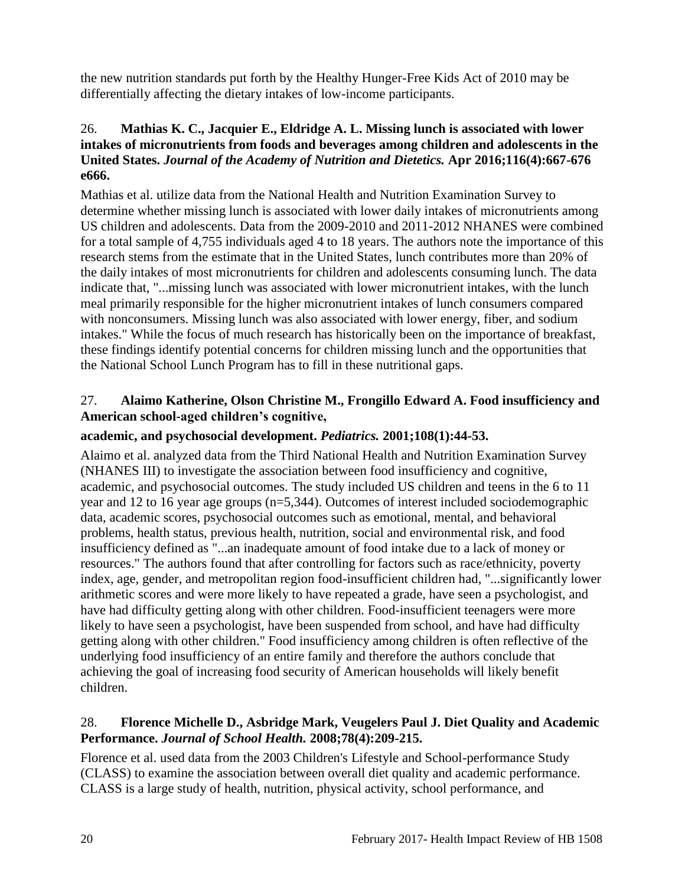the new nutrition standards put forth by the Healthy Hunger-Free Kids Act of 2010 may be differentially affecting the dietary intakes of low-income participants.

26. **Mathias K. C., Jacquier E., Eldridge A. L. Missing lunch is associated with lower intakes of micronutrients from foods and beverages among children and adolescents in the United States.** ***Journal of the Academy of Nutrition and Dietetics.*** **Apr 2016;116(4):667-676 e666.**

Mathias et al. utilize data from the National Health and Nutrition Examination Survey to determine whether missing lunch is associated with lower daily intakes of micronutrients among US children and adolescents. Data from the 2009-2010 and 2011-2012 NHANES were combined for a total sample of 4,755 individuals aged 4 to 18 years. The authors note the importance of this research stems from the estimate that in the United States, lunch contributes more than 20% of the daily intakes of most micronutrients for children and adolescents consuming lunch. The data indicate that, "...missing lunch was associated with lower micronutrient intakes, with the lunch meal primarily responsible for the higher micronutrient intakes of lunch consumers compared with nonconsumers. Missing lunch was also associated with lower energy, fiber, and sodium intakes." While the focus of much research has historically been on the importance of breakfast, these findings identify potential concerns for children missing lunch and the opportunities that the National School Lunch Program has to fill in these nutritional gaps.

27. **Alaimo Katherine, Olson Christine M., Frongillo Edward A. Food insufficiency and American school-aged children's cognitive,**

**academic, and psychosocial development.** ***Pediatrics.*** **2001;108(1):44-53.**

Alaimo et al. analyzed data from the Third National Health and Nutrition Examination Survey (NHANES III) to investigate the association between food insufficiency and cognitive, academic, and psychosocial outcomes. The study included US children and teens in the 6 to 11 year and 12 to 16 year age groups (n=5,344). Outcomes of interest included sociodemographic data, academic scores, psychosocial outcomes such as emotional, mental, and behavioral problems, health status, previous health, nutrition, social and environmental risk, and food insufficiency defined as "...an inadequate amount of food intake due to a lack of money or resources." The authors found that after controlling for factors such as race/ethnicity, poverty index, age, gender, and metropolitan region food-insufficient children had, "...significantly lower arithmetic scores and were more likely to have repeated a grade, have seen a psychologist, and have had difficulty getting along with other children. Food-insufficient teenagers were more likely to have seen a psychologist, have been suspended from school, and have had difficulty getting along with other children." Food insufficiency among children is often reflective of the underlying food insufficiency of an entire family and therefore the authors conclude that achieving the goal of increasing food security of American households will likely benefit children.

28. **Florence Michelle D., Asbridge Mark, Veugelers Paul J. Diet Quality and Academic Performance.** ***Journal of School Health.*** **2008;78(4):209-215.**

Florence et al. used data from the 2003 Children's Lifestyle and School-performance Study (CLASS) to examine the association between overall diet quality and academic performance. CLASS is a large study of health, nutrition, physical activity, school performance, and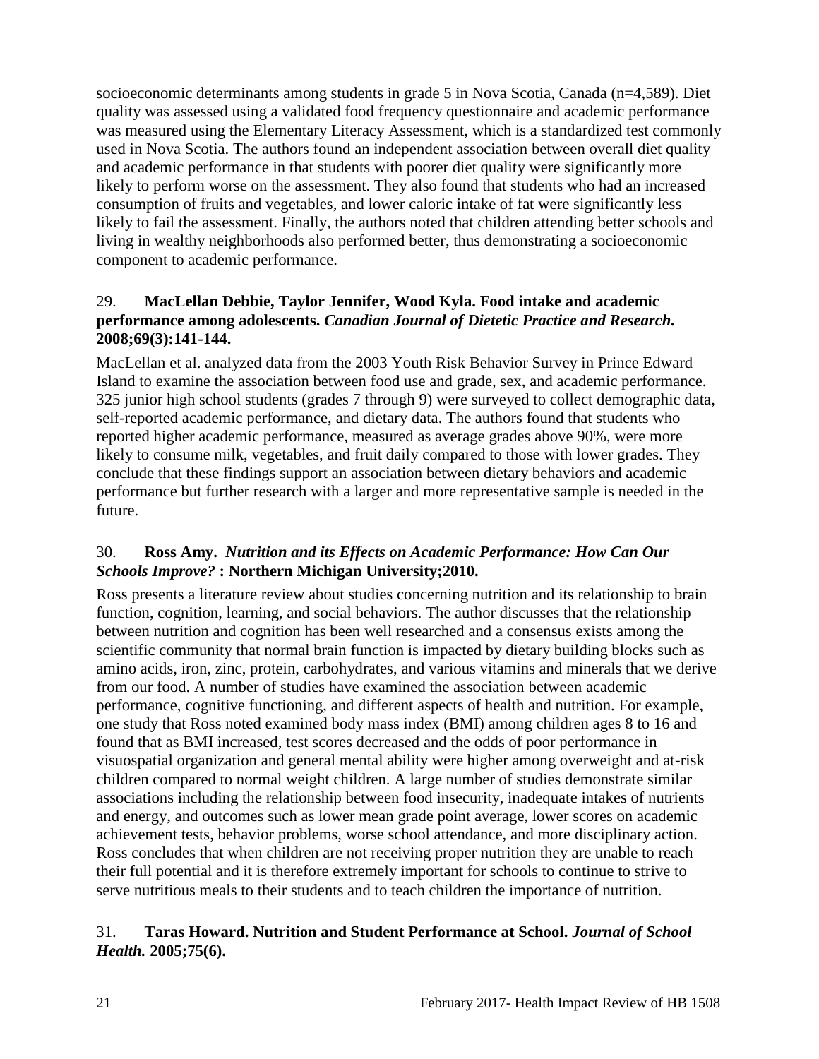socioeconomic determinants among students in grade 5 in Nova Scotia, Canada (n=4,589). Diet quality was assessed using a validated food frequency questionnaire and academic performance was measured using the Elementary Literacy Assessment, which is a standardized test commonly used in Nova Scotia. The authors found an independent association between overall diet quality and academic performance in that students with poorer diet quality were significantly more likely to perform worse on the assessment. They also found that students who had an increased consumption of fruits and vegetables, and lower caloric intake of fat were significantly less likely to fail the assessment. Finally, the authors noted that children attending better schools and living in wealthy neighborhoods also performed better, thus demonstrating a socioeconomic component to academic performance.

29. **MacLellan Debbie, Taylor Jennifer, Wood Kyla. Food intake and academic performance among adolescents.** ***Canadian Journal of Dietetic Practice and Research.*** **2008;69(3):141-144.**

MacLellan et al. analyzed data from the 2003 Youth Risk Behavior Survey in Prince Edward Island to examine the association between food use and grade, sex, and academic performance. 325 junior high school students (grades 7 through 9) were surveyed to collect demographic data, self-reported academic performance, and dietary data. The authors found that students who reported higher academic performance, measured as average grades above 90%, were more likely to consume milk, vegetables, and fruit daily compared to those with lower grades. They conclude that these findings support an association between dietary behaviors and academic performance but further research with a larger and more representative sample is needed in the future.

30. **Ross Amy.** ***Nutrition and its Effects on Academic Performance: How Can Our Schools Improve?*** **: Northern Michigan University;2010.**

Ross presents a literature review about studies concerning nutrition and its relationship to brain function, cognition, learning, and social behaviors. The author discusses that the relationship between nutrition and cognition has been well researched and a consensus exists among the scientific community that normal brain function is impacted by dietary building blocks such as amino acids, iron, zinc, protein, carbohydrates, and various vitamins and minerals that we derive from our food. A number of studies have examined the association between academic performance, cognitive functioning, and different aspects of health and nutrition. For example, one study that Ross noted examined body mass index (BMI) among children ages 8 to 16 and found that as BMI increased, test scores decreased and the odds of poor performance in visuospatial organization and general mental ability were higher among overweight and at-risk children compared to normal weight children. A large number of studies demonstrate similar associations including the relationship between food insecurity, inadequate intakes of nutrients and energy, and outcomes such as lower mean grade point average, lower scores on academic achievement tests, behavior problems, worse school attendance, and more disciplinary action. Ross concludes that when children are not receiving proper nutrition they are unable to reach their full potential and it is therefore extremely important for schools to continue to strive to serve nutritious meals to their students and to teach children the importance of nutrition.

31. **Taras Howard. Nutrition and Student Performance at School.** ***Journal of School Health.*** **2005;75(6).**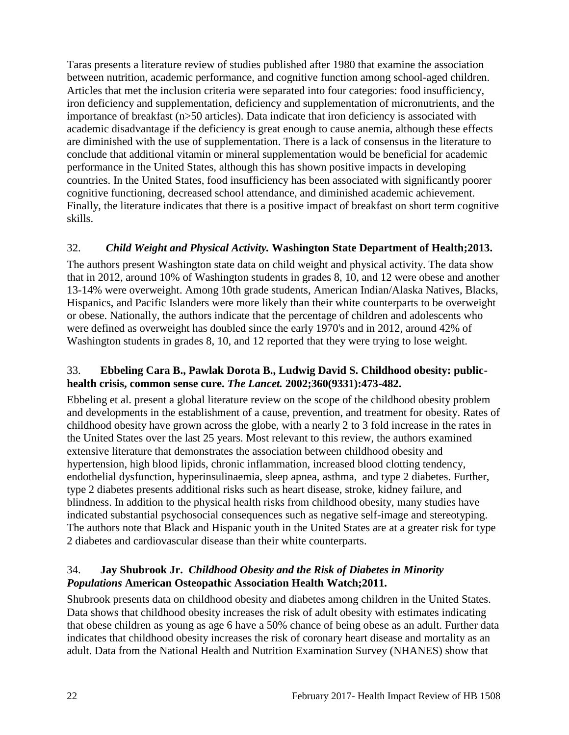Taras presents a literature review of studies published after 1980 that examine the association between nutrition, academic performance, and cognitive function among school-aged children. Articles that met the inclusion criteria were separated into four categories: food insufficiency, iron deficiency and supplementation, deficiency and supplementation of micronutrients, and the importance of breakfast (n>50 articles). Data indicate that iron deficiency is associated with academic disadvantage if the deficiency is great enough to cause anemia, although these effects are diminished with the use of supplementation. There is a lack of consensus in the literature to conclude that additional vitamin or mineral supplementation would be beneficial for academic performance in the United States, although this has shown positive impacts in developing countries. In the United States, food insufficiency has been associated with significantly poorer cognitive functioning, decreased school attendance, and diminished academic achievement. Finally, the literature indicates that there is a positive impact of breakfast on short term cognitive skills.

### 32. *Child Weight and Physical Activity.* Washington State Department of Health;2013.

The authors present Washington state data on child weight and physical activity. The data show that in 2012, around 10% of Washington students in grades 8, 10, and 12 were obese and another 13-14% were overweight. Among 10th grade students, American Indian/Alaska Natives, Blacks, Hispanics, and Pacific Islanders were more likely than their white counterparts to be overweight or obese. Nationally, the authors indicate that the percentage of children and adolescents who were defined as overweight has doubled since the early 1970's and in 2012, around 42% of Washington students in grades 8, 10, and 12 reported that they were trying to lose weight.

### 33. Ebbeling Cara B., Pawlak Dorota B., Ludwig David S. Childhood obesity: public-health crisis, common sense cure. *The Lancet.* 2002;360(9331):473-482.

Ebbeling et al. present a global literature review on the scope of the childhood obesity problem and developments in the establishment of a cause, prevention, and treatment for obesity. Rates of childhood obesity have grown across the globe, with a nearly 2 to 3 fold increase in the rates in the United States over the last 25 years. Most relevant to this review, the authors examined extensive literature that demonstrates the association between childhood obesity and hypertension, high blood lipids, chronic inflammation, increased blood clotting tendency, endothelial dysfunction, hyperinsulinaemia, sleep apnea, asthma, and type 2 diabetes. Further, type 2 diabetes presents additional risks such as heart disease, stroke, kidney failure, and blindness. In addition to the physical health risks from childhood obesity, many studies have indicated substantial psychosocial consequences such as negative self-image and stereotyping. The authors note that Black and Hispanic youth in the United States are at a greater risk for type 2 diabetes and cardiovascular disease than their white counterparts.

### 34. Jay Shubrook Jr. *Childhood Obesity and the Risk of Diabetes in Minority Populations* American Osteopathic Association Health Watch;2011.

Shubrook presents data on childhood obesity and diabetes among children in the United States. Data shows that childhood obesity increases the risk of adult obesity with estimates indicating that obese children as young as age 6 have a 50% chance of being obese as an adult. Further data indicates that childhood obesity increases the risk of coronary heart disease and mortality as an adult. Data from the National Health and Nutrition Examination Survey (NHANES) show that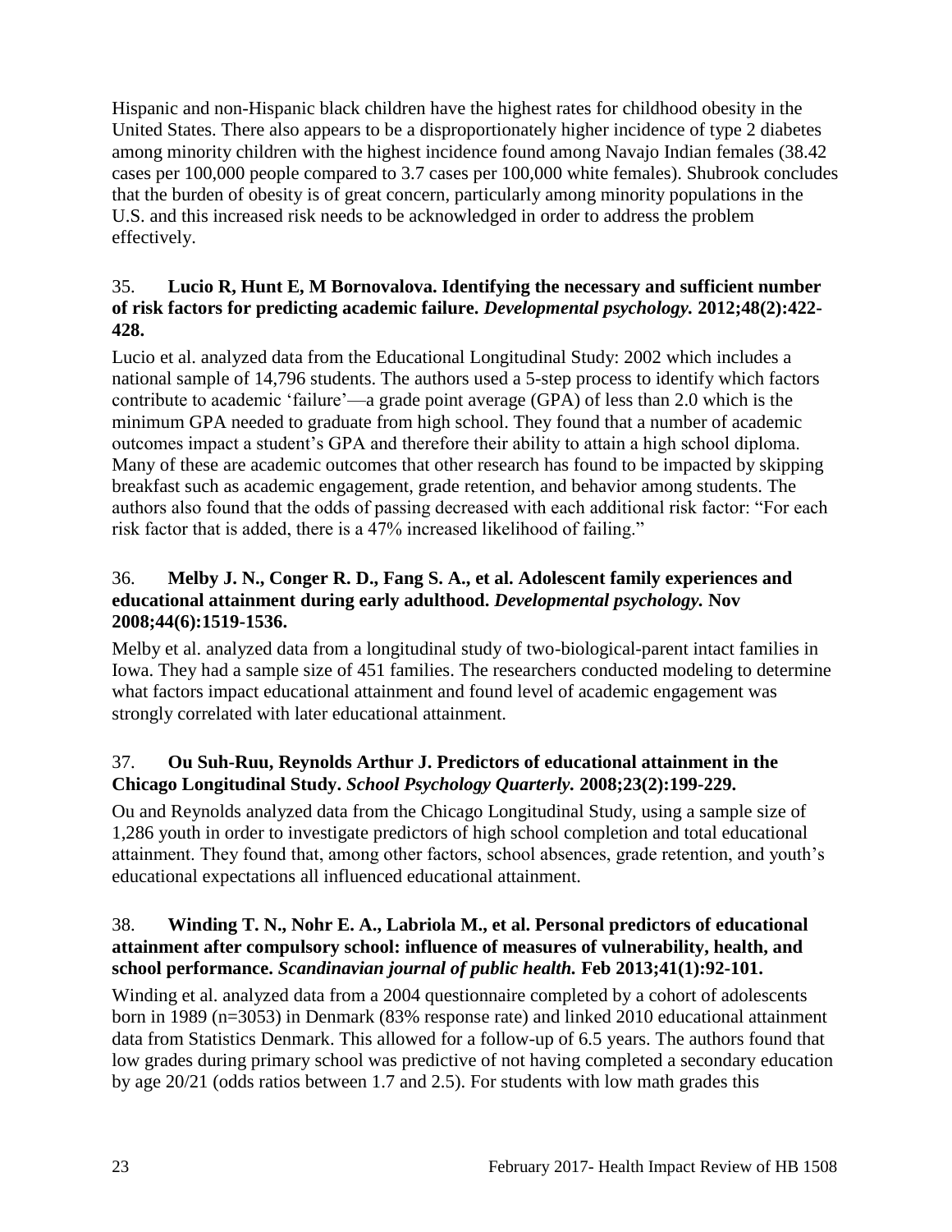Hispanic and non-Hispanic black children have the highest rates for childhood obesity in the United States. There also appears to be a disproportionately higher incidence of type 2 diabetes among minority children with the highest incidence found among Navajo Indian females (38.42 cases per 100,000 people compared to 3.7 cases per 100,000 white females). Shubrook concludes that the burden of obesity is of great concern, particularly among minority populations in the U.S. and this increased risk needs to be acknowledged in order to address the problem effectively.

35. **Lucio R, Hunt E, M Bornovalova. Identifying the necessary and sufficient number of risk factors for predicting academic failure.** ***Developmental psychology.*** **2012;48(2):422-428.**

Lucio et al. analyzed data from the Educational Longitudinal Study: 2002 which includes a national sample of 14,796 students. The authors used a 5-step process to identify which factors contribute to academic 'failure'—a grade point average (GPA) of less than 2.0 which is the minimum GPA needed to graduate from high school. They found that a number of academic outcomes impact a student's GPA and therefore their ability to attain a high school diploma. Many of these are academic outcomes that other research has found to be impacted by skipping breakfast such as academic engagement, grade retention, and behavior among students. The authors also found that the odds of passing decreased with each additional risk factor: "For each risk factor that is added, there is a 47% increased likelihood of failing."

36. **Melby J. N., Conger R. D., Fang S. A., et al. Adolescent family experiences and educational attainment during early adulthood.** ***Developmental psychology.*** **Nov 2008;44(6):1519-1536.**

Melby et al. analyzed data from a longitudinal study of two-biological-parent intact families in Iowa. They had a sample size of 451 families. The researchers conducted modeling to determine what factors impact educational attainment and found level of academic engagement was strongly correlated with later educational attainment.

37. **Ou Suh-Ruu, Reynolds Arthur J. Predictors of educational attainment in the Chicago Longitudinal Study.** ***School Psychology Quarterly.*** **2008;23(2):199-229.**

Ou and Reynolds analyzed data from the Chicago Longitudinal Study, using a sample size of 1,286 youth in order to investigate predictors of high school completion and total educational attainment. They found that, among other factors, school absences, grade retention, and youth's educational expectations all influenced educational attainment.

38. **Winding T. N., Nohr E. A., Labriola M., et al. Personal predictors of educational attainment after compulsory school: influence of measures of vulnerability, health, and school performance.** ***Scandinavian journal of public health.*** **Feb 2013;41(1):92-101.**

Winding et al. analyzed data from a 2004 questionnaire completed by a cohort of adolescents born in 1989 (n=3053) in Denmark (83% response rate) and linked 2010 educational attainment data from Statistics Denmark. This allowed for a follow-up of 6.5 years. The authors found that low grades during primary school was predictive of not having completed a secondary education by age 20/21 (odds ratios between 1.7 and 2.5). For students with low math grades this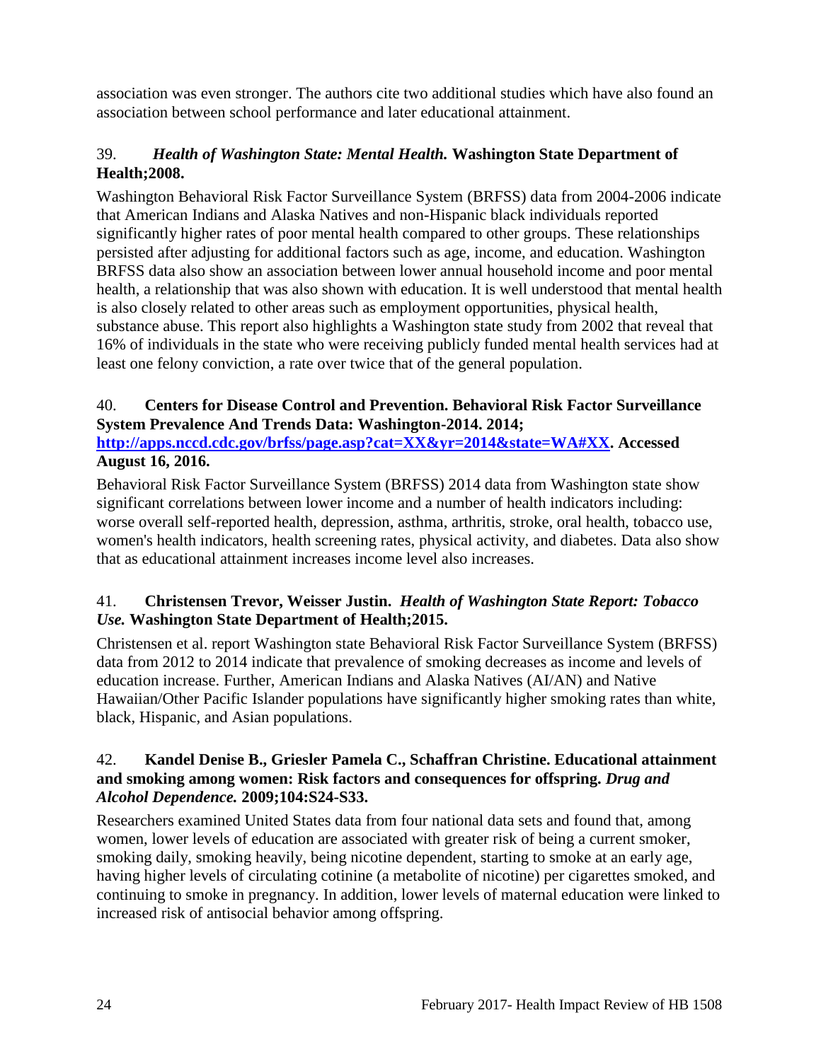association was even stronger. The authors cite two additional studies which have also found an association between school performance and later educational attainment.

39. ***Health of Washington State: Mental Health.* Washington State Department of Health;2008.**

Washington Behavioral Risk Factor Surveillance System (BRFSS) data from 2004-2006 indicate that American Indians and Alaska Natives and non-Hispanic black individuals reported significantly higher rates of poor mental health compared to other groups. These relationships persisted after adjusting for additional factors such as age, income, and education. Washington BRFSS data also show an association between lower annual household income and poor mental health, a relationship that was also shown with education. It is well understood that mental health is also closely related to other areas such as employment opportunities, physical health, substance abuse. This report also highlights a Washington state study from 2002 that reveal that 16% of individuals in the state who were receiving publicly funded mental health services had at least one felony conviction, a rate over twice that of the general population.

40. **Centers for Disease Control and Prevention. Behavioral Risk Factor Surveillance System Prevalence And Trends Data: Washington-2014. 2014; [http://apps.nccd.cdc.gov/brfss/page.asp?cat=XX&yr=2014&state=WA#XX](http://apps.nccd.cdc.gov/brfss/page.asp?cat=XX&yr=2014&state=WA#XX). Accessed August 16, 2016.**

Behavioral Risk Factor Surveillance System (BRFSS) 2014 data from Washington state show significant correlations between lower income and a number of health indicators including: worse overall self-reported health, depression, asthma, arthritis, stroke, oral health, tobacco use, women's health indicators, health screening rates, physical activity, and diabetes. Data also show that as educational attainment increases income level also increases.

41. **Christensen Trevor, Weisser Justin. *Health of Washington State Report: Tobacco Use.* Washington State Department of Health;2015.**

Christensen et al. report Washington state Behavioral Risk Factor Surveillance System (BRFSS) data from 2012 to 2014 indicate that prevalence of smoking decreases as income and levels of education increase. Further, American Indians and Alaska Natives (AI/AN) and Native Hawaiian/Other Pacific Islander populations have significantly higher smoking rates than white, black, Hispanic, and Asian populations.

42. **Kandel Denise B., Griesler Pamela C., Schaffran Christine. Educational attainment and smoking among women: Risk factors and consequences for offspring. *Drug and Alcohol Dependence.* 2009;104:S24-S33.**

Researchers examined United States data from four national data sets and found that, among women, lower levels of education are associated with greater risk of being a current smoker, smoking daily, smoking heavily, being nicotine dependent, starting to smoke at an early age, having higher levels of circulating cotinine (a metabolite of nicotine) per cigarettes smoked, and continuing to smoke in pregnancy. In addition, lower levels of maternal education were linked to increased risk of antisocial behavior among offspring.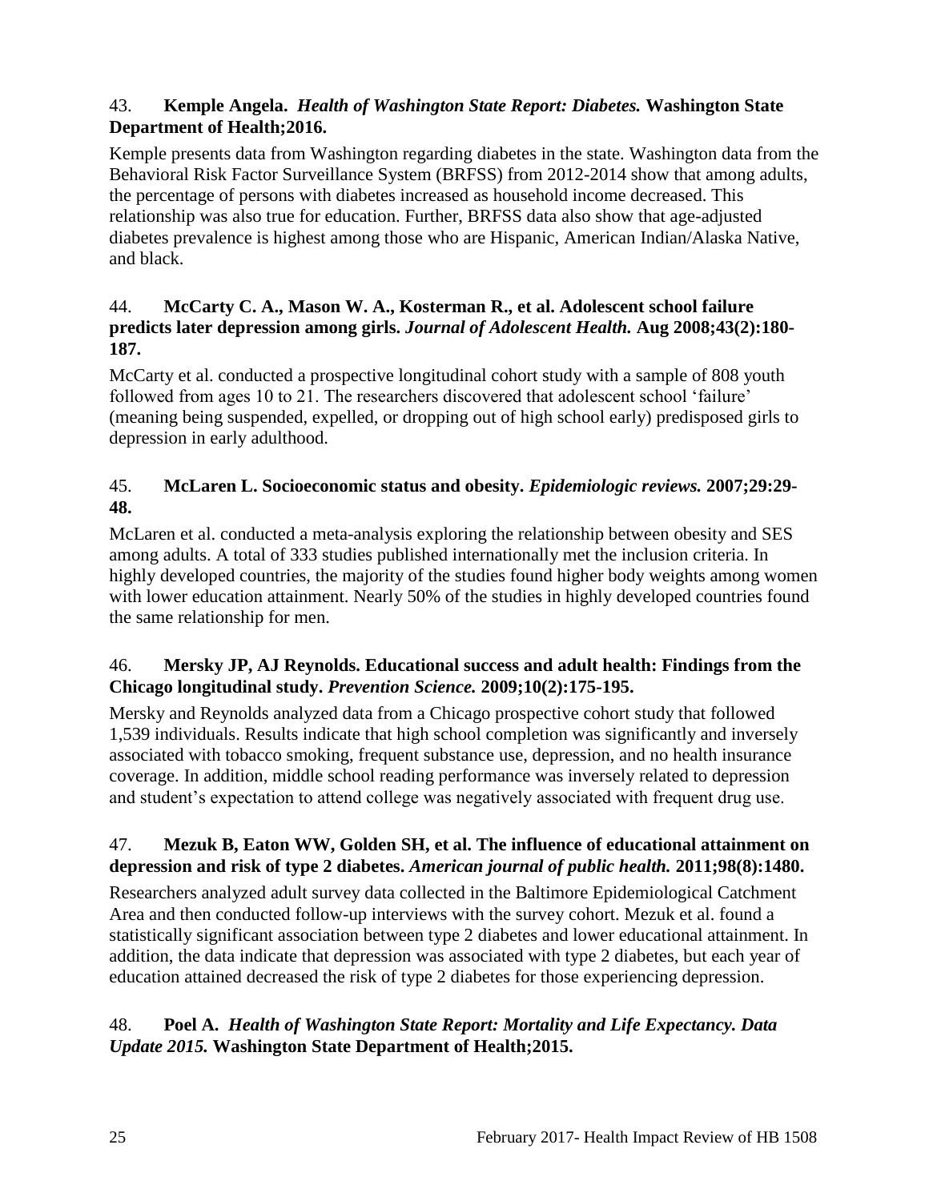43. **Kemple Angela. *Health of Washington State Report: Diabetes.* Washington State Department of Health;2016.**

Kemple presents data from Washington regarding diabetes in the state. Washington data from the Behavioral Risk Factor Surveillance System (BRFSS) from 2012-2014 show that among adults, the percentage of persons with diabetes increased as household income decreased. This relationship was also true for education. Further, BRFSS data also show that age-adjusted diabetes prevalence is highest among those who are Hispanic, American Indian/Alaska Native, and black.

44. **McCarty C. A., Mason W. A., Kosterman R., et al. Adolescent school failure predicts later depression among girls. *Journal of Adolescent Health.* Aug 2008;43(2):180-187.**

McCarty et al. conducted a prospective longitudinal cohort study with a sample of 808 youth followed from ages 10 to 21. The researchers discovered that adolescent school 'failure' (meaning being suspended, expelled, or dropping out of high school early) predisposed girls to depression in early adulthood.

45. **McLaren L. Socioeconomic status and obesity. *Epidemiologic reviews.* 2007;29:29-48.**

McLaren et al. conducted a meta-analysis exploring the relationship between obesity and SES among adults. A total of 333 studies published internationally met the inclusion criteria. In highly developed countries, the majority of the studies found higher body weights among women with lower education attainment. Nearly 50% of the studies in highly developed countries found the same relationship for men.

46. **Mersky JP, AJ Reynolds. Educational success and adult health: Findings from the Chicago longitudinal study. *Prevention Science.* 2009;10(2):175-195.**

Mersky and Reynolds analyzed data from a Chicago prospective cohort study that followed 1,539 individuals. Results indicate that high school completion was significantly and inversely associated with tobacco smoking, frequent substance use, depression, and no health insurance coverage. In addition, middle school reading performance was inversely related to depression and student's expectation to attend college was negatively associated with frequent drug use.

47. **Mezuk B, Eaton WW, Golden SH, et al. The influence of educational attainment on depression and risk of type 2 diabetes. *American journal of public health.* 2011;98(8):1480.**

Researchers analyzed adult survey data collected in the Baltimore Epidemiological Catchment Area and then conducted follow-up interviews with the survey cohort. Mezuk et al. found a statistically significant association between type 2 diabetes and lower educational attainment. In addition, the data indicate that depression was associated with type 2 diabetes, but each year of education attained decreased the risk of type 2 diabetes for those experiencing depression.

48. **Poel A. *Health of Washington State Report: Mortality and Life Expectancy. Data Update 2015.* Washington State Department of Health;2015.**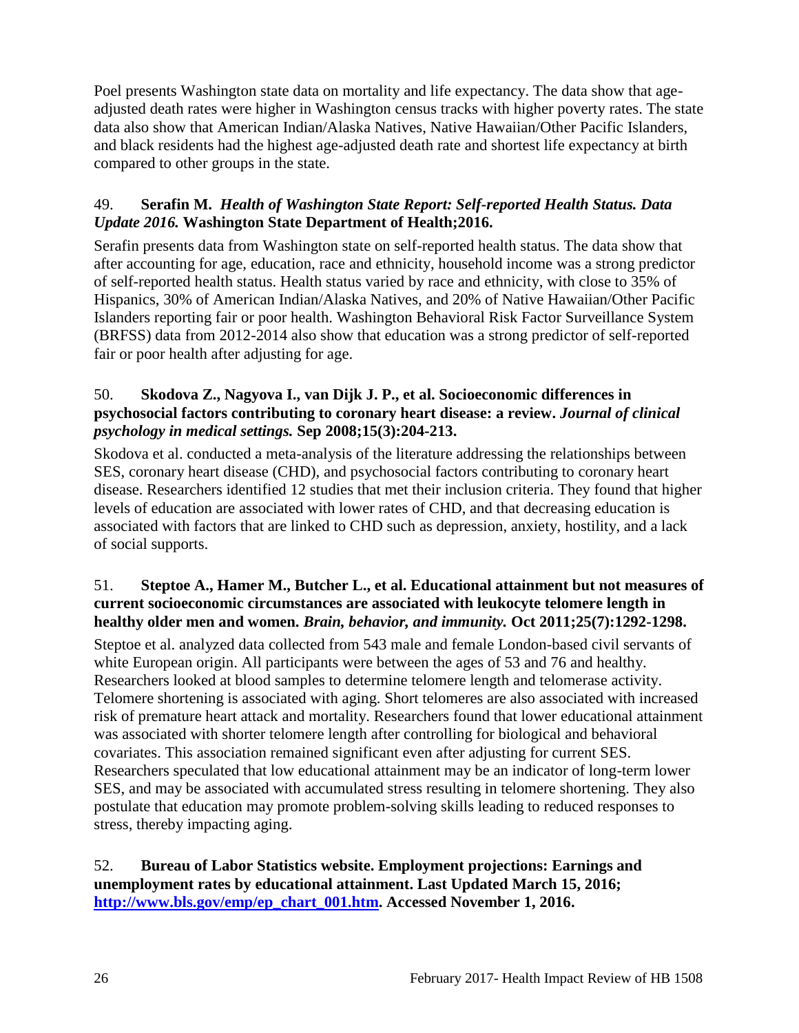Poel presents Washington state data on mortality and life expectancy. The data show that age-adjusted death rates were higher in Washington census tracks with higher poverty rates. The state data also show that American Indian/Alaska Natives, Native Hawaiian/Other Pacific Islanders, and black residents had the highest age-adjusted death rate and shortest life expectancy at birth compared to other groups in the state.

49. **Serafin M.** ***Health of Washington State Report: Self-reported Health Status. Data Update 2016.*** **Washington State Department of Health;2016.**

Serafin presents data from Washington state on self-reported health status. The data show that after accounting for age, education, race and ethnicity, household income was a strong predictor of self-reported health status. Health status varied by race and ethnicity, with close to 35% of Hispanics, 30% of American Indian/Alaska Natives, and 20% of Native Hawaiian/Other Pacific Islanders reporting fair or poor health. Washington Behavioral Risk Factor Surveillance System (BRFSS) data from 2012-2014 also show that education was a strong predictor of self-reported fair or poor health after adjusting for age.

50. **Skodova Z., Nagyova I., van Dijk J. P., et al. Socioeconomic differences in psychosocial factors contributing to coronary heart disease: a review.** ***Journal of clinical psychology in medical settings.*** **Sep 2008;15(3):204-213.**

Skodova et al. conducted a meta-analysis of the literature addressing the relationships between SES, coronary heart disease (CHD), and psychosocial factors contributing to coronary heart disease. Researchers identified 12 studies that met their inclusion criteria. They found that higher levels of education are associated with lower rates of CHD, and that decreasing education is associated with factors that are linked to CHD such as depression, anxiety, hostility, and a lack of social supports.

51. **Steptoe A., Hamer M., Butcher L., et al. Educational attainment but not measures of current socioeconomic circumstances are associated with leukocyte telomere length in healthy older men and women.** ***Brain, behavior, and immunity.*** **Oct 2011;25(7):1292-1298.**

Steptoe et al. analyzed data collected from 543 male and female London-based civil servants of white European origin. All participants were between the ages of 53 and 76 and healthy. Researchers looked at blood samples to determine telomere length and telomerase activity. Telomere shortening is associated with aging. Short telomeres are also associated with increased risk of premature heart attack and mortality. Researchers found that lower educational attainment was associated with shorter telomere length after controlling for biological and behavioral covariates. This association remained significant even after adjusting for current SES. Researchers speculated that low educational attainment may be an indicator of long-term lower SES, and may be associated with accumulated stress resulting in telomere shortening. They also postulate that education may promote problem-solving skills leading to reduced responses to stress, thereby impacting aging.

52. **Bureau of Labor Statistics website. Employment projections: Earnings and unemployment rates by educational attainment. Last Updated March 15, 2016; [http://www.bls.gov/emp/ep_chart_001.htm](http://www.bls.gov/emp/ep_chart_001.htm). Accessed November 1, 2016.**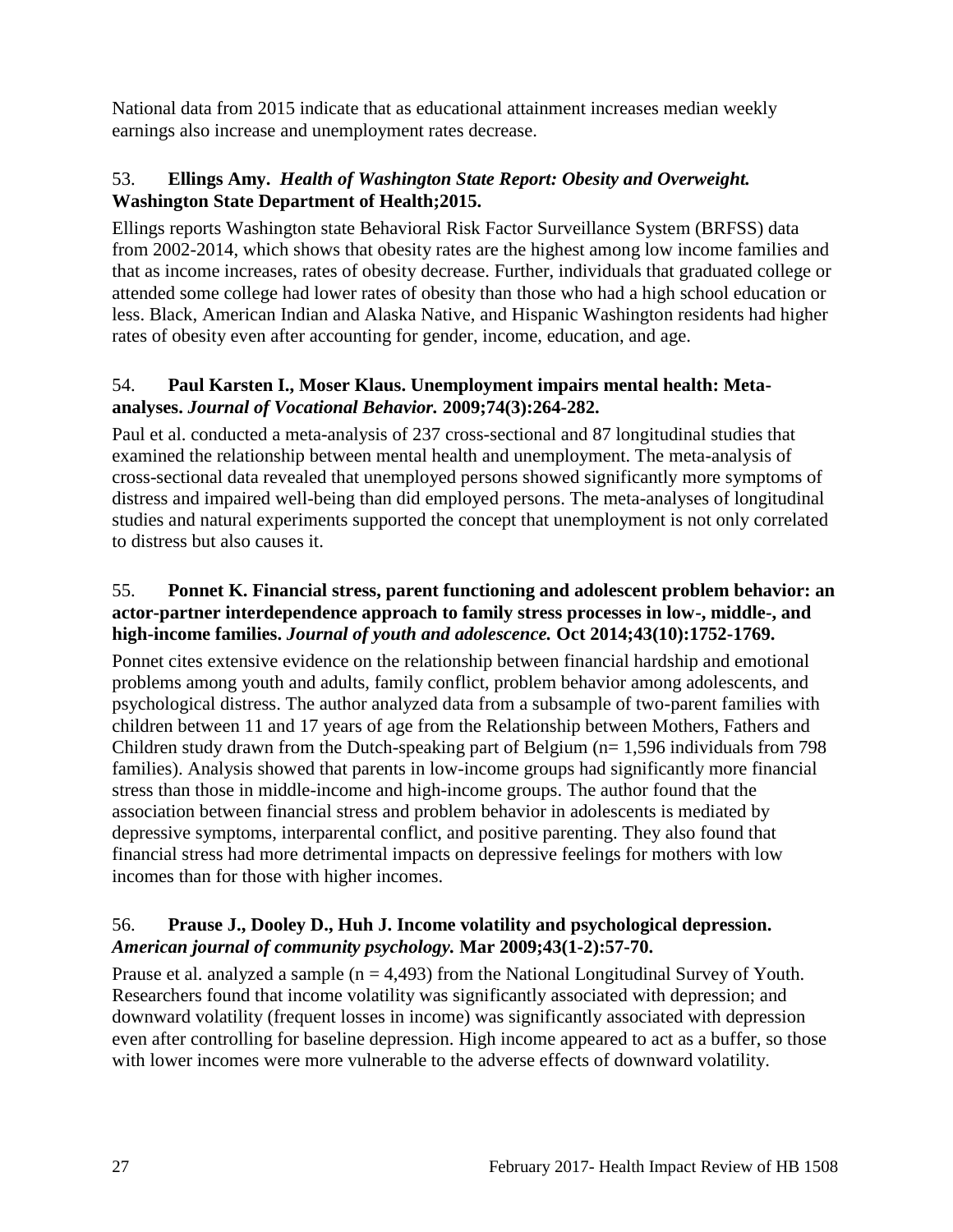National data from 2015 indicate that as educational attainment increases median weekly earnings also increase and unemployment rates decrease.

53. **Ellings Amy.** ***Health of Washington State Report: Obesity and Overweight.*** **Washington State Department of Health;2015.**

Ellings reports Washington state Behavioral Risk Factor Surveillance System (BRFSS) data from 2002-2014, which shows that obesity rates are the highest among low income families and that as income increases, rates of obesity decrease. Further, individuals that graduated college or attended some college had lower rates of obesity than those who had a high school education or less. Black, American Indian and Alaska Native, and Hispanic Washington residents had higher rates of obesity even after accounting for gender, income, education, and age.

54. **Paul Karsten I., Moser Klaus. Unemployment impairs mental health: Meta-analyses.** ***Journal of Vocational Behavior.*** **2009;74(3):264-282.**

Paul et al. conducted a meta-analysis of 237 cross-sectional and 87 longitudinal studies that examined the relationship between mental health and unemployment. The meta-analysis of cross-sectional data revealed that unemployed persons showed significantly more symptoms of distress and impaired well-being than did employed persons. The meta-analyses of longitudinal studies and natural experiments supported the concept that unemployment is not only correlated to distress but also causes it.

55. **Ponnet K. Financial stress, parent functioning and adolescent problem behavior: an actor-partner interdependence approach to family stress processes in low-, middle-, and high-income families.** ***Journal of youth and adolescence.*** **Oct 2014;43(10):1752-1769.**

Ponnet cites extensive evidence on the relationship between financial hardship and emotional problems among youth and adults, family conflict, problem behavior among adolescents, and psychological distress. The author analyzed data from a subsample of two-parent families with children between 11 and 17 years of age from the Relationship between Mothers, Fathers and Children study drawn from the Dutch-speaking part of Belgium (n= 1,596 individuals from 798 families). Analysis showed that parents in low-income groups had significantly more financial stress than those in middle-income and high-income groups. The author found that the association between financial stress and problem behavior in adolescents is mediated by depressive symptoms, interparental conflict, and positive parenting. They also found that financial stress had more detrimental impacts on depressive feelings for mothers with low incomes than for those with higher incomes.

56. **Prause J., Dooley D., Huh J. Income volatility and psychological depression.** ***American journal of community psychology.*** **Mar 2009;43(1-2):57-70.**

Prause et al. analyzed a sample (n = 4,493) from the National Longitudinal Survey of Youth. Researchers found that income volatility was significantly associated with depression; and downward volatility (frequent losses in income) was significantly associated with depression even after controlling for baseline depression. High income appeared to act as a buffer, so those with lower incomes were more vulnerable to the adverse effects of downward volatility.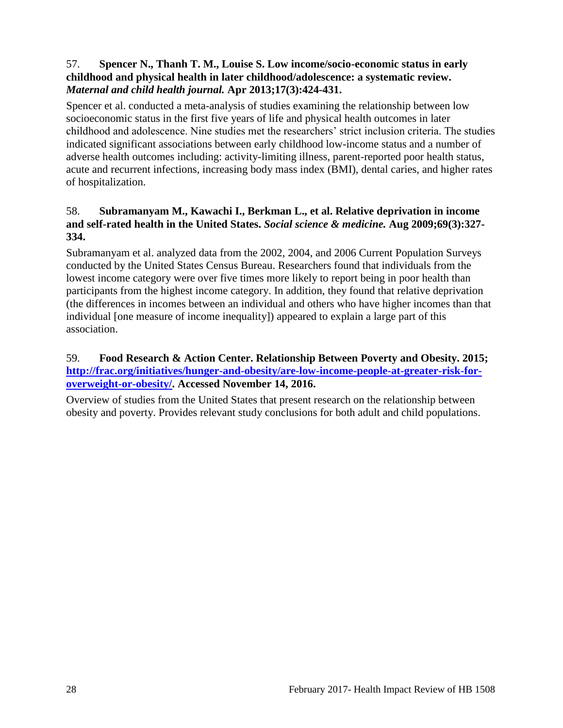57. **Spencer N., Thanh T. M., Louise S. Low income/socio-economic status in early childhood and physical health in later childhood/adolescence: a systematic review.** ***Maternal and child health journal.*** **Apr 2013;17(3):424-431.**

Spencer et al. conducted a meta-analysis of studies examining the relationship between low socioeconomic status in the first five years of life and physical health outcomes in later childhood and adolescence. Nine studies met the researchers' strict inclusion criteria. The studies indicated significant associations between early childhood low-income status and a number of adverse health outcomes including: activity-limiting illness, parent-reported poor health status, acute and recurrent infections, increasing body mass index (BMI), dental caries, and higher rates of hospitalization.

58. **Subramanyam M., Kawachi I., Berkman L., et al. Relative deprivation in income and self-rated health in the United States.** ***Social science & medicine.*** **Aug 2009;69(3):327-334.**

Subramanyam et al. analyzed data from the 2002, 2004, and 2006 Current Population Surveys conducted by the United States Census Bureau. Researchers found that individuals from the lowest income category were over five times more likely to report being in poor health than participants from the highest income category. In addition, they found that relative deprivation (the differences in incomes between an individual and others who have higher incomes than that individual [one measure of income inequality]) appeared to explain a large part of this association.

59. **Food Research & Action Center. Relationship Between Poverty and Obesity. 2015; [http://frac.org/initiatives/hunger-and-obesity/are-low-income-people-at-greater-risk-for-overweight-or-obesity/](http://frac.org/initiatives/hunger-and-obesity/are-low-income-people-at-greater-risk-for-overweight-or-obesity/). Accessed November 14, 2016.**

Overview of studies from the United States that present research on the relationship between obesity and poverty. Provides relevant study conclusions for both adult and child populations.